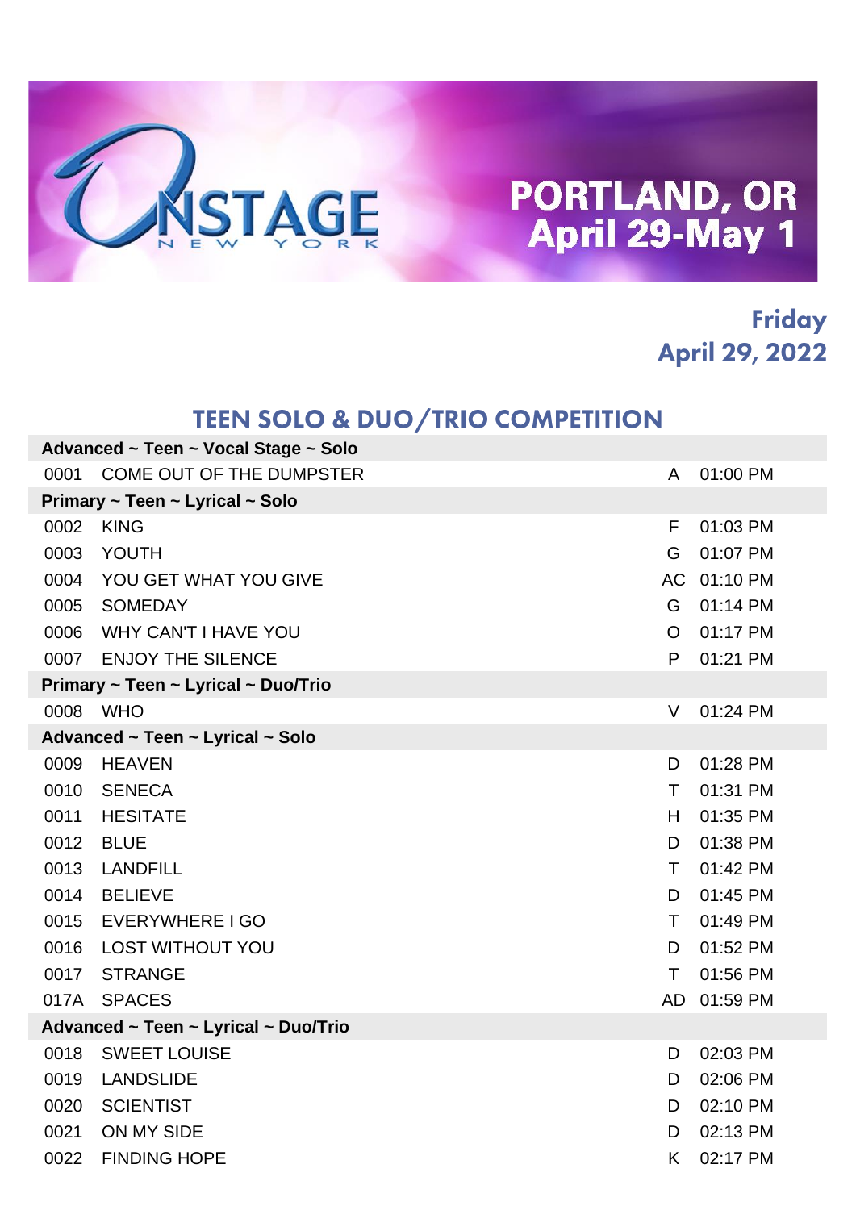# ONSTAGE NEW YORK

# PORTLAND, OR
# April 29-May 1

### Friday
### April 29, 2022

## TEEN SOLO & DUO/TRIO COMPETITION

| | | | |
|---|---|---|---|
| **Advanced ~ Teen ~ Vocal Stage ~ Solo** | | | |
| 0001 | COME OUT OF THE DUMPSTER | A | 01:00 PM |
| **Primary ~ Teen ~ Lyrical ~ Solo** | | | |
| 0002 | KING | F | 01:03 PM |
| 0003 | YOUTH | G | 01:07 PM |
| 0004 | YOU GET WHAT YOU GIVE | AC | 01:10 PM |
| 0005 | SOMEDAY | G | 01:14 PM |
| 0006 | WHY CAN'T I HAVE YOU | O | 01:17 PM |
| 0007 | ENJOY THE SILENCE | P | 01:21 PM |
| **Primary ~ Teen ~ Lyrical ~ Duo/Trio** | | | |
| 0008 | WHO | V | 01:24 PM |
| **Advanced ~ Teen ~ Lyrical ~ Solo** | | | |
| 0009 | HEAVEN | D | 01:28 PM |
| 0010 | SENECA | T | 01:31 PM |
| 0011 | HESITATE | H | 01:35 PM |
| 0012 | BLUE | D | 01:38 PM |
| 0013 | LANDFILL | T | 01:42 PM |
| 0014 | BELIEVE | D | 01:45 PM |
| 0015 | EVERYWHERE I GO | T | 01:49 PM |
| 0016 | LOST WITHOUT YOU | D | 01:52 PM |
| 0017 | STRANGE | T | 01:56 PM |
| 017A | SPACES | AD | 01:59 PM |
| **Advanced ~ Teen ~ Lyrical ~ Duo/Trio** | | | |
| 0018 | SWEET LOUISE | D | 02:03 PM |
| 0019 | LANDSLIDE | D | 02:06 PM |
| 0020 | SCIENTIST | D | 02:10 PM |
| 0021 | ON MY SIDE | D | 02:13 PM |
| 0022 | FINDING HOPE | K | 02:17 PM |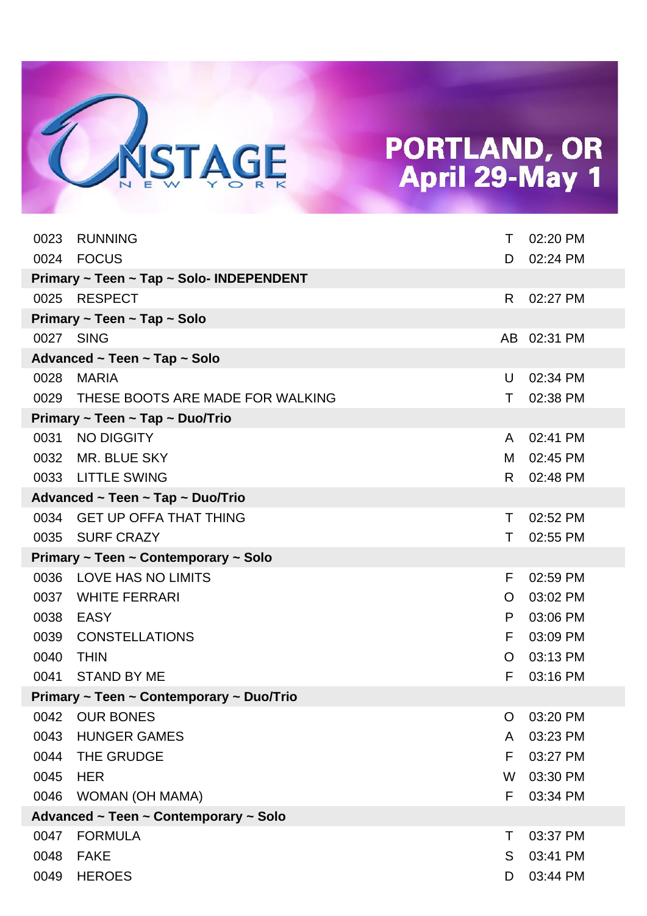# ONSTAGE NEW YORK

## PORTLAND, OR
## April 29-May 1

| | | | |
|---|---|---|---|
| 0023 | RUNNING | T | 02:20 PM |
| 0024 | FOCUS | D | 02:24 PM |
| **Primary ~ Teen ~ Tap ~ Solo- INDEPENDENT** | | | |
| 0025 | RESPECT | R | 02:27 PM |
| **Primary ~ Teen ~ Tap ~ Solo** | | | |
| 0027 | SING | AB | 02:31 PM |
| **Advanced ~ Teen ~ Tap ~ Solo** | | | |
| 0028 | MARIA | U | 02:34 PM |
| 0029 | THESE BOOTS ARE MADE FOR WALKING | T | 02:38 PM |
| **Primary ~ Teen ~ Tap ~ Duo/Trio** | | | |
| 0031 | NO DIGGITY | A | 02:41 PM |
| 0032 | MR. BLUE SKY | M | 02:45 PM |
| 0033 | LITTLE SWING | R | 02:48 PM |
| **Advanced ~ Teen ~ Tap ~ Duo/Trio** | | | |
| 0034 | GET UP OFFA THAT THING | T | 02:52 PM |
| 0035 | SURF CRAZY | T | 02:55 PM |
| **Primary ~ Teen ~ Contemporary ~ Solo** | | | |
| 0036 | LOVE HAS NO LIMITS | F | 02:59 PM |
| 0037 | WHITE FERRARI | O | 03:02 PM |
| 0038 | EASY | P | 03:06 PM |
| 0039 | CONSTELLATIONS | F | 03:09 PM |
| 0040 | THIN | O | 03:13 PM |
| 0041 | STAND BY ME | F | 03:16 PM |
| **Primary ~ Teen ~ Contemporary ~ Duo/Trio** | | | |
| 0042 | OUR BONES | O | 03:20 PM |
| 0043 | HUNGER GAMES | A | 03:23 PM |
| 0044 | THE GRUDGE | F | 03:27 PM |
| 0045 | HER | W | 03:30 PM |
| 0046 | WOMAN (OH MAMA) | F | 03:34 PM |
| **Advanced ~ Teen ~ Contemporary ~ Solo** | | | |
| 0047 | FORMULA | T | 03:37 PM |
| 0048 | FAKE | S | 03:41 PM |
| 0049 | HEROES | D | 03:44 PM |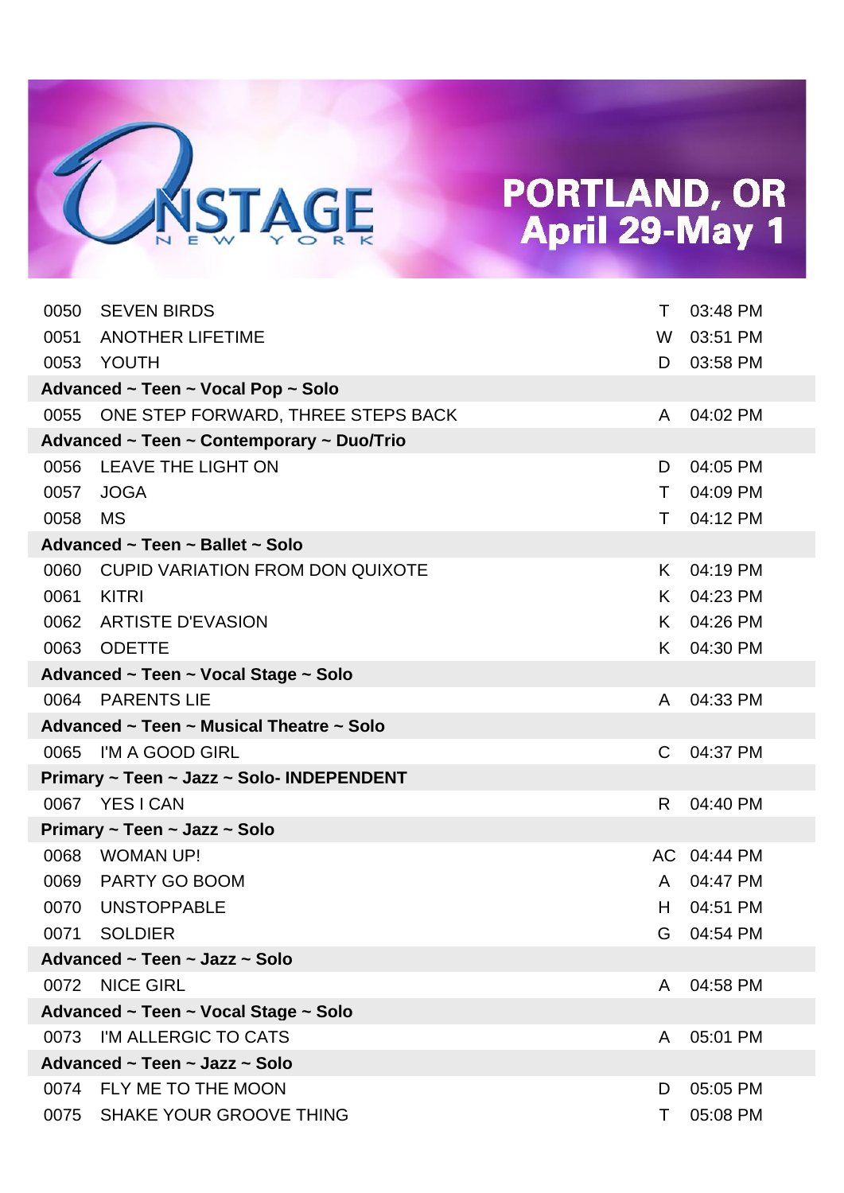# PORTLAND, OR
## April 29-May 1

| | | | |
|---|---|---|---|
| 0050 | SEVEN BIRDS | T | 03:48 PM |
| 0051 | ANOTHER LIFETIME | W | 03:51 PM |
| 0053 | YOUTH | D | 03:58 PM |
| **Advanced ~ Teen ~ Vocal Pop ~ Solo** | | | |
| 0055 | ONE STEP FORWARD, THREE STEPS BACK | A | 04:02 PM |
| **Advanced ~ Teen ~ Contemporary ~ Duo/Trio** | | | |
| 0056 | LEAVE THE LIGHT ON | D | 04:05 PM |
| 0057 | JOGA | T | 04:09 PM |
| 0058 | MS | T | 04:12 PM |
| **Advanced ~ Teen ~ Ballet ~ Solo** | | | |
| 0060 | CUPID VARIATION FROM DON QUIXOTE | K | 04:19 PM |
| 0061 | KITRI | K | 04:23 PM |
| 0062 | ARTISTE D'EVASION | K | 04:26 PM |
| 0063 | ODETTE | K | 04:30 PM |
| **Advanced ~ Teen ~ Vocal Stage ~ Solo** | | | |
| 0064 | PARENTS LIE | A | 04:33 PM |
| **Advanced ~ Teen ~ Musical Theatre ~ Solo** | | | |
| 0065 | I'M A GOOD GIRL | C | 04:37 PM |
| **Primary ~ Teen ~ Jazz ~ Solo- INDEPENDENT** | | | |
| 0067 | YES I CAN | R | 04:40 PM |
| **Primary ~ Teen ~ Jazz ~ Solo** | | | |
| 0068 | WOMAN UP! | AC | 04:44 PM |
| 0069 | PARTY GO BOOM | A | 04:47 PM |
| 0070 | UNSTOPPABLE | H | 04:51 PM |
| 0071 | SOLDIER | G | 04:54 PM |
| **Advanced ~ Teen ~ Jazz ~ Solo** | | | |
| 0072 | NICE GIRL | A | 04:58 PM |
| **Advanced ~ Teen ~ Vocal Stage ~ Solo** | | | |
| 0073 | I'M ALLERGIC TO CATS | A | 05:01 PM |
| **Advanced ~ Teen ~ Jazz ~ Solo** | | | |
| 0074 | FLY ME TO THE MOON | D | 05:05 PM |
| 0075 | SHAKE YOUR GROOVE THING | T | 05:08 PM |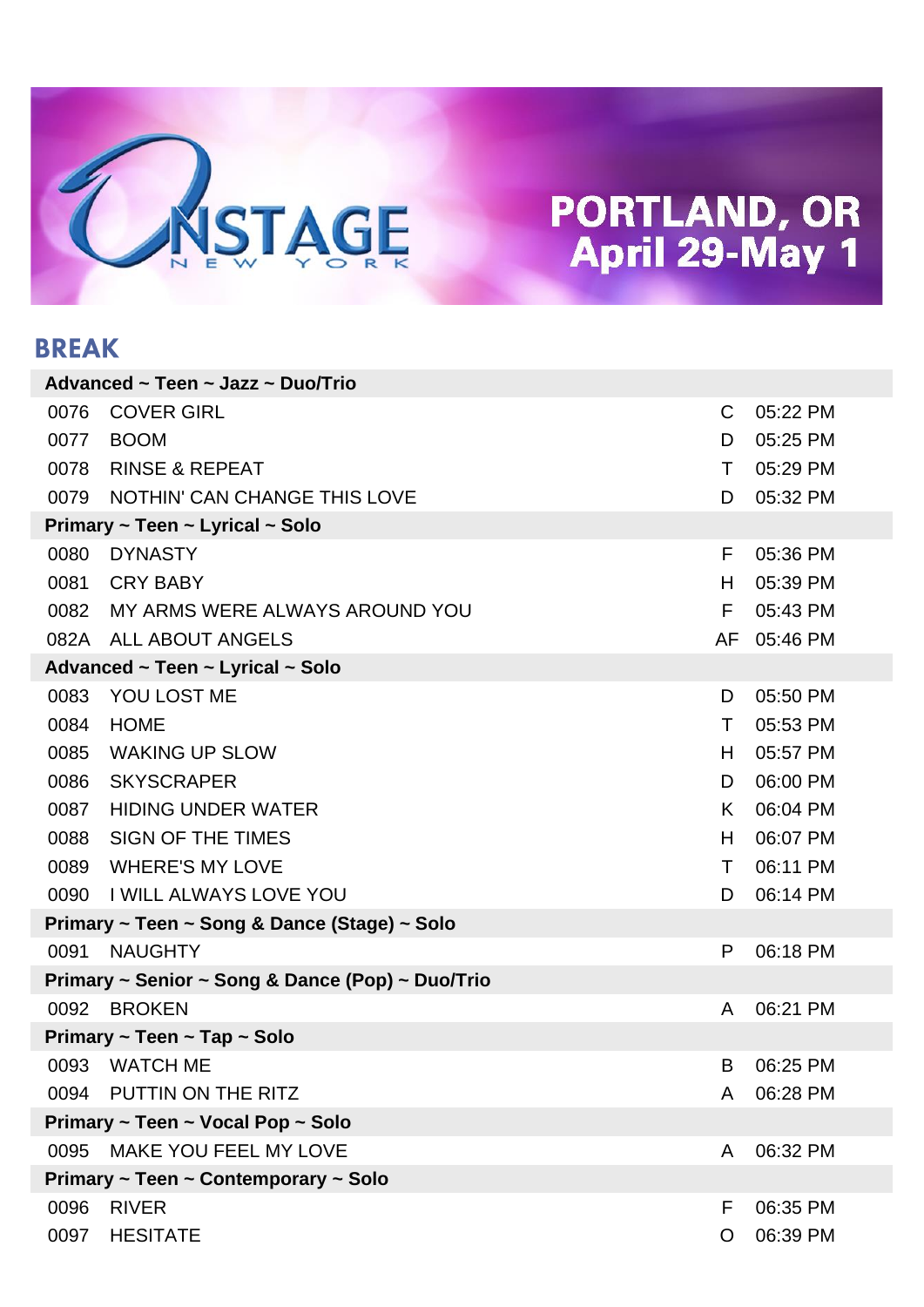# BREAK

| | | | |
|---|---|---|---|
| **Advanced ~ Teen ~ Jazz ~ Duo/Trio** | | | |
| 0076 | COVER GIRL | C | 05:22 PM |
| 0077 | BOOM | D | 05:25 PM |
| 0078 | RINSE & REPEAT | T | 05:29 PM |
| 0079 | NOTHIN' CAN CHANGE THIS LOVE | D | 05:32 PM |
| **Primary ~ Teen ~ Lyrical ~ Solo** | | | |
| 0080 | DYNASTY | F | 05:36 PM |
| 0081 | CRY BABY | H | 05:39 PM |
| 0082 | MY ARMS WERE ALWAYS AROUND YOU | F | 05:43 PM |
| 082A | ALL ABOUT ANGELS | AF | 05:46 PM |
| **Advanced ~ Teen ~ Lyrical ~ Solo** | | | |
| 0083 | YOU LOST ME | D | 05:50 PM |
| 0084 | HOME | T | 05:53 PM |
| 0085 | WAKING UP SLOW | H | 05:57 PM |
| 0086 | SKYSCRAPER | D | 06:00 PM |
| 0087 | HIDING UNDER WATER | K | 06:04 PM |
| 0088 | SIGN OF THE TIMES | H | 06:07 PM |
| 0089 | WHERE'S MY LOVE | T | 06:11 PM |
| 0090 | I WILL ALWAYS LOVE YOU | D | 06:14 PM |
| **Primary ~ Teen ~ Song & Dance (Stage) ~ Solo** | | | |
| 0091 | NAUGHTY | P | 06:18 PM |
| **Primary ~ Senior ~ Song & Dance (Pop) ~ Duo/Trio** | | | |
| 0092 | BROKEN | A | 06:21 PM |
| **Primary ~ Teen ~ Tap ~ Solo** | | | |
| 0093 | WATCH ME | B | 06:25 PM |
| 0094 | PUTTIN ON THE RITZ | A | 06:28 PM |
| **Primary ~ Teen ~ Vocal Pop ~ Solo** | | | |
| 0095 | MAKE YOU FEEL MY LOVE | A | 06:32 PM |
| **Primary ~ Teen ~ Contemporary ~ Solo** | | | |
| 0096 | RIVER | F | 06:35 PM |
| 0097 | HESITATE | O | 06:39 PM |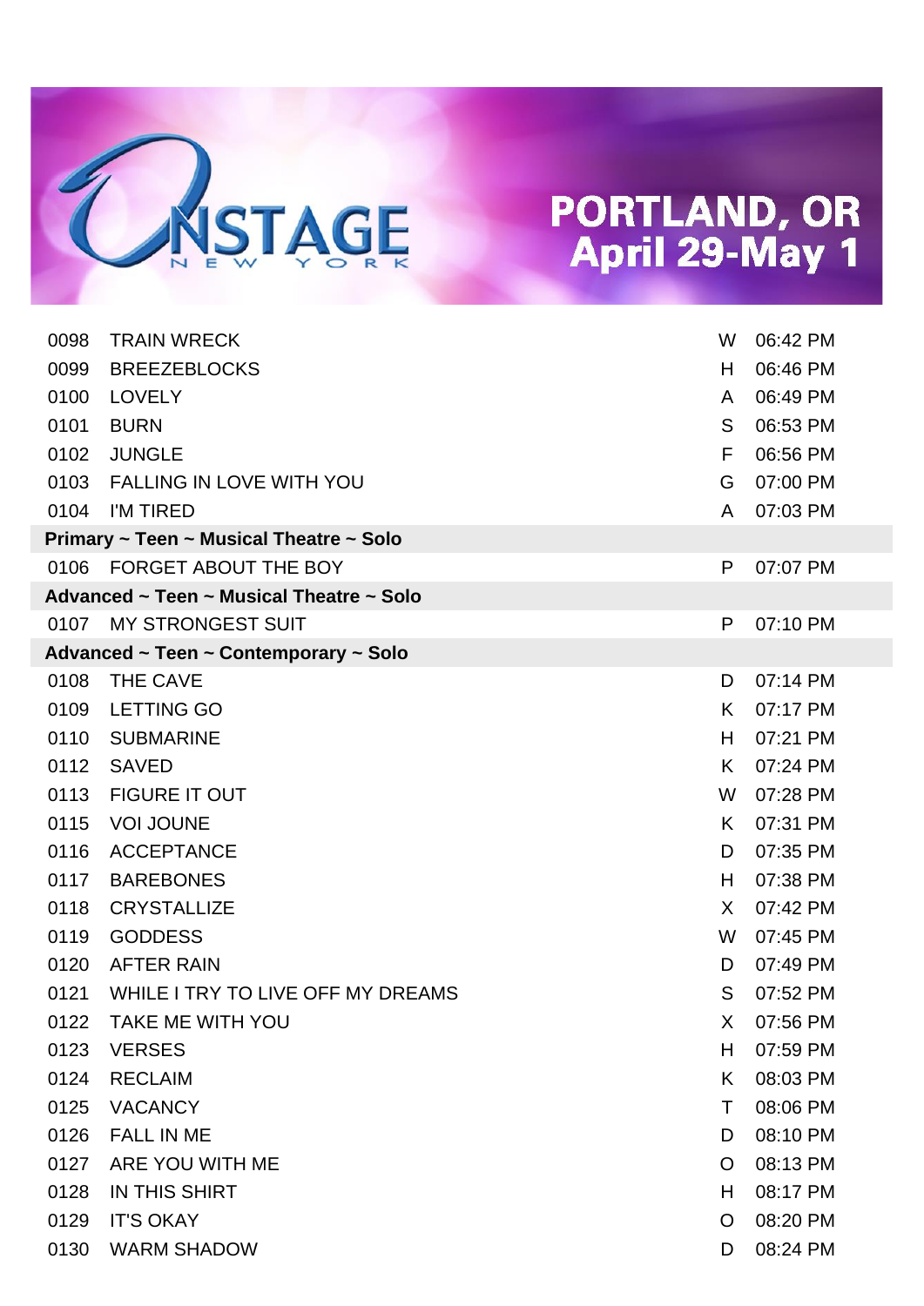# PORTLAND, OR
## April 29-May 1

| | | | |
|---|---|---|---|
| 0098 | TRAIN WRECK | W | 06:42 PM |
| 0099 | BREEZEBLOCKS | H | 06:46 PM |
| 0100 | LOVELY | A | 06:49 PM |
| 0101 | BURN | S | 06:53 PM |
| 0102 | JUNGLE | F | 06:56 PM |
| 0103 | FALLING IN LOVE WITH YOU | G | 07:00 PM |
| 0104 | I'M TIRED | A | 07:03 PM |
| **Primary ~ Teen ~ Musical Theatre ~ Solo** | | | |
| 0106 | FORGET ABOUT THE BOY | P | 07:07 PM |
| **Advanced ~ Teen ~ Musical Theatre ~ Solo** | | | |
| 0107 | MY STRONGEST SUIT | P | 07:10 PM |
| **Advanced ~ Teen ~ Contemporary ~ Solo** | | | |
| 0108 | THE CAVE | D | 07:14 PM |
| 0109 | LETTING GO | K | 07:17 PM |
| 0110 | SUBMARINE | H | 07:21 PM |
| 0112 | SAVED | K | 07:24 PM |
| 0113 | FIGURE IT OUT | W | 07:28 PM |
| 0115 | VOI JOUNE | K | 07:31 PM |
| 0116 | ACCEPTANCE | D | 07:35 PM |
| 0117 | BAREBONES | H | 07:38 PM |
| 0118 | CRYSTALLIZE | X | 07:42 PM |
| 0119 | GODDESS | W | 07:45 PM |
| 0120 | AFTER RAIN | D | 07:49 PM |
| 0121 | WHILE I TRY TO LIVE OFF MY DREAMS | S | 07:52 PM |
| 0122 | TAKE ME WITH YOU | X | 07:56 PM |
| 0123 | VERSES | H | 07:59 PM |
| 0124 | RECLAIM | K | 08:03 PM |
| 0125 | VACANCY | T | 08:06 PM |
| 0126 | FALL IN ME | D | 08:10 PM |
| 0127 | ARE YOU WITH ME | O | 08:13 PM |
| 0128 | IN THIS SHIRT | H | 08:17 PM |
| 0129 | IT'S OKAY | O | 08:20 PM |
| 0130 | WARM SHADOW | D | 08:24 PM |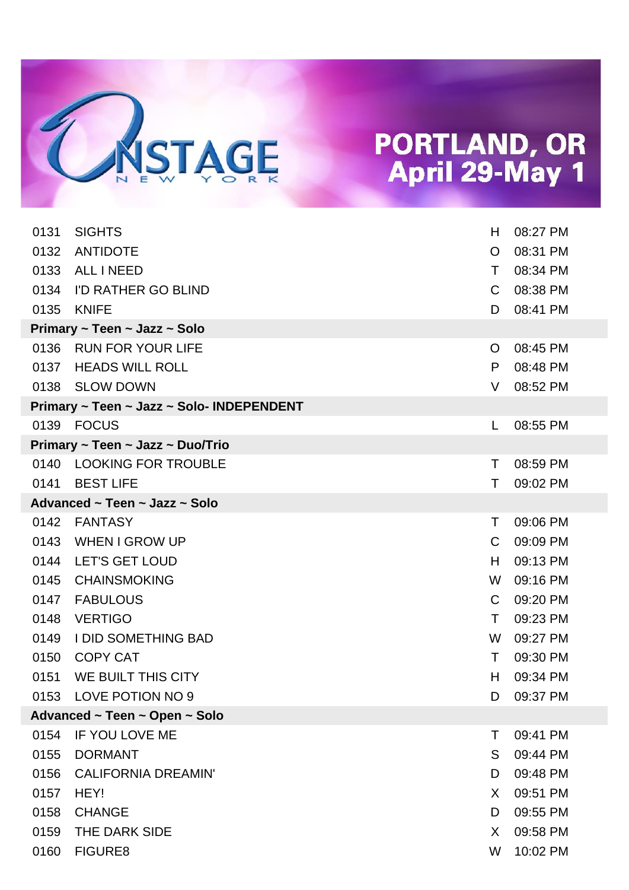| | | | |
|---|---|---|---|
| 0131 | SIGHTS | H | 08:27 PM |
| 0132 | ANTIDOTE | O | 08:31 PM |
| 0133 | ALL I NEED | T | 08:34 PM |
| 0134 | I'D RATHER GO BLIND | C | 08:38 PM |
| 0135 | KNIFE | D | 08:41 PM |
| **Primary ~ Teen ~ Jazz ~ Solo** | | | |
| 0136 | RUN FOR YOUR LIFE | O | 08:45 PM |
| 0137 | HEADS WILL ROLL | P | 08:48 PM |
| 0138 | SLOW DOWN | V | 08:52 PM |
| **Primary ~ Teen ~ Jazz ~ Solo- INDEPENDENT** | | | |
| 0139 | FOCUS | L | 08:55 PM |
| **Primary ~ Teen ~ Jazz ~ Duo/Trio** | | | |
| 0140 | LOOKING FOR TROUBLE | T | 08:59 PM |
| 0141 | BEST LIFE | T | 09:02 PM |
| **Advanced ~ Teen ~ Jazz ~ Solo** | | | |
| 0142 | FANTASY | T | 09:06 PM |
| 0143 | WHEN I GROW UP | C | 09:09 PM |
| 0144 | LET'S GET LOUD | H | 09:13 PM |
| 0145 | CHAINSMOKING | W | 09:16 PM |
| 0147 | FABULOUS | C | 09:20 PM |
| 0148 | VERTIGO | T | 09:23 PM |
| 0149 | I DID SOMETHING BAD | W | 09:27 PM |
| 0150 | COPY CAT | T | 09:30 PM |
| 0151 | WE BUILT THIS CITY | H | 09:34 PM |
| 0153 | LOVE POTION NO 9 | D | 09:37 PM |
| **Advanced ~ Teen ~ Open ~ Solo** | | | |
| 0154 | IF YOU LOVE ME | T | 09:41 PM |
| 0155 | DORMANT | S | 09:44 PM |
| 0156 | CALIFORNIA DREAMIN' | D | 09:48 PM |
| 0157 | HEY! | X | 09:51 PM |
| 0158 | CHANGE | D | 09:55 PM |
| 0159 | THE DARK SIDE | X | 09:58 PM |
| 0160 | FIGURE8 | W | 10:02 PM |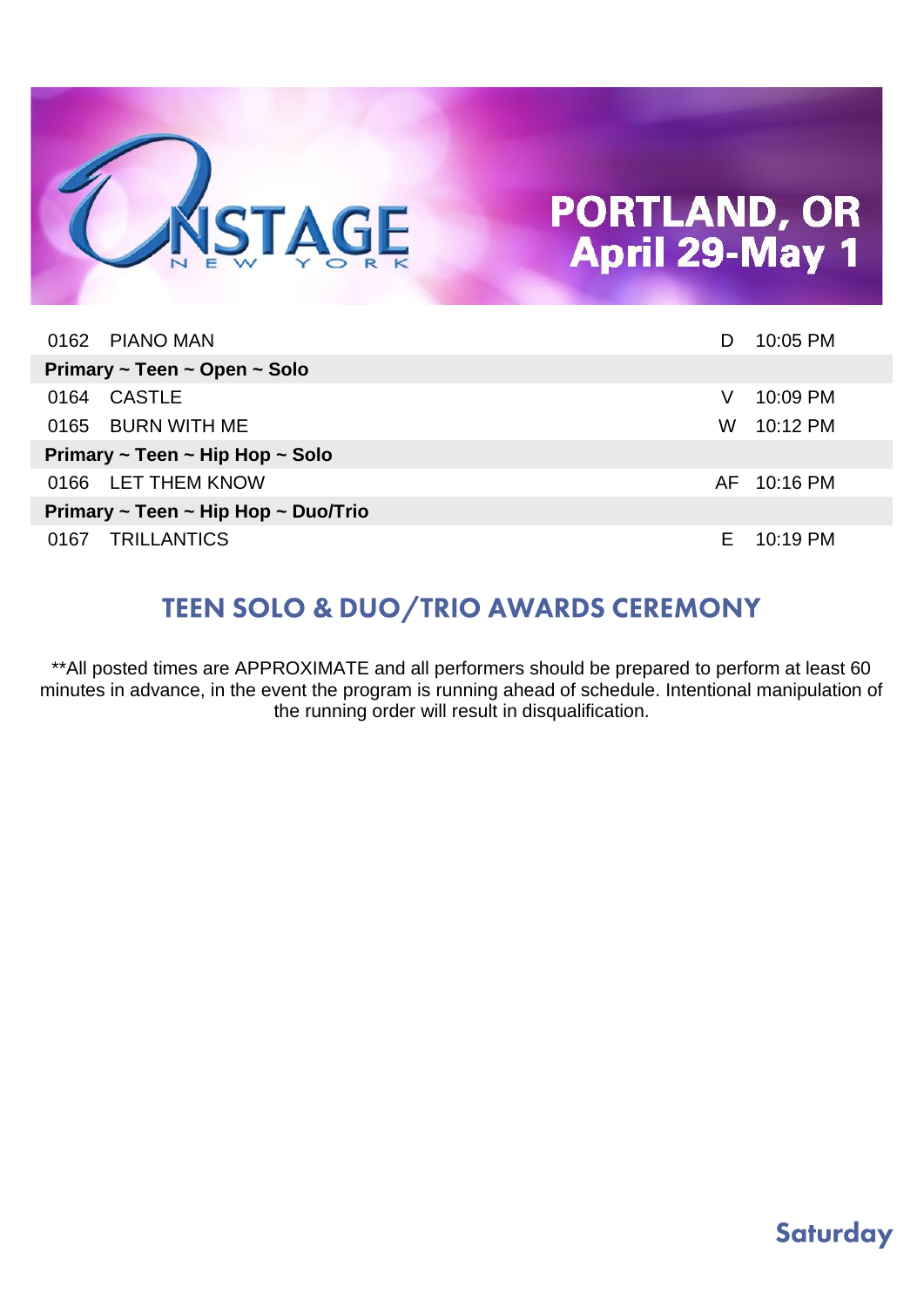# PORTLAND, OR
## April 29-May 1

| | | | |
|---|---|---|---|
| 0162 | PIANO MAN | D | 10:05 PM |
| **Primary ~ Teen ~ Open ~ Solo** | | | |
| 0164 | CASTLE | V | 10:09 PM |
| 0165 | BURN WITH ME | W | 10:12 PM |
| **Primary ~ Teen ~ Hip Hop ~ Solo** | | | |
| 0166 | LET THEM KNOW | AF | 10:16 PM |
| **Primary ~ Teen ~ Hip Hop ~ Duo/Trio** | | | |
| 0167 | TRILLANTICS | E | 10:19 PM |

## TEEN SOLO & DUO/TRIO AWARDS CEREMONY

**All posted times are APPROXIMATE and all performers should be prepared to perform at least 60 minutes in advance, in the event the program is running ahead of schedule. Intentional manipulation of the running order will result in disqualification.

Saturday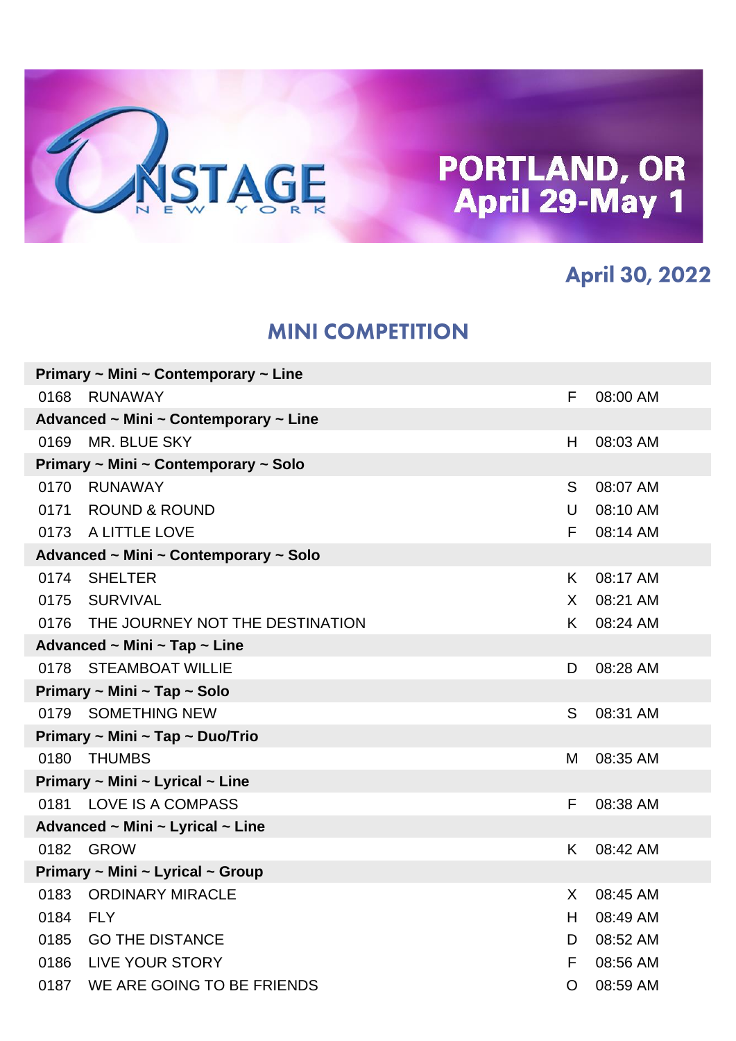# ONSTAGE NEW YORK

## PORTLAND, OR April 29-May 1

### April 30, 2022

## MINI COMPETITION

| | | | |
|---|---|---|---|
| **Primary ~ Mini ~ Contemporary ~ Line** | | | |
| 0168 | RUNAWAY | F | 08:00 AM |
| **Advanced ~ Mini ~ Contemporary ~ Line** | | | |
| 0169 | MR. BLUE SKY | H | 08:03 AM |
| **Primary ~ Mini ~ Contemporary ~ Solo** | | | |
| 0170 | RUNAWAY | S | 08:07 AM |
| 0171 | ROUND & ROUND | U | 08:10 AM |
| 0173 | A LITTLE LOVE | F | 08:14 AM |
| **Advanced ~ Mini ~ Contemporary ~ Solo** | | | |
| 0174 | SHELTER | K | 08:17 AM |
| 0175 | SURVIVAL | X | 08:21 AM |
| 0176 | THE JOURNEY NOT THE DESTINATION | K | 08:24 AM |
| **Advanced ~ Mini ~ Tap ~ Line** | | | |
| 0178 | STEAMBOAT WILLIE | D | 08:28 AM |
| **Primary ~ Mini ~ Tap ~ Solo** | | | |
| 0179 | SOMETHING NEW | S | 08:31 AM |
| **Primary ~ Mini ~ Tap ~ Duo/Trio** | | | |
| 0180 | THUMBS | M | 08:35 AM |
| **Primary ~ Mini ~ Lyrical ~ Line** | | | |
| 0181 | LOVE IS A COMPASS | F | 08:38 AM |
| **Advanced ~ Mini ~ Lyrical ~ Line** | | | |
| 0182 | GROW | K | 08:42 AM |
| **Primary ~ Mini ~ Lyrical ~ Group** | | | |
| 0183 | ORDINARY MIRACLE | X | 08:45 AM |
| 0184 | FLY | H | 08:49 AM |
| 0185 | GO THE DISTANCE | D | 08:52 AM |
| 0186 | LIVE YOUR STORY | F | 08:56 AM |
| 0187 | WE ARE GOING TO BE FRIENDS | O | 08:59 AM |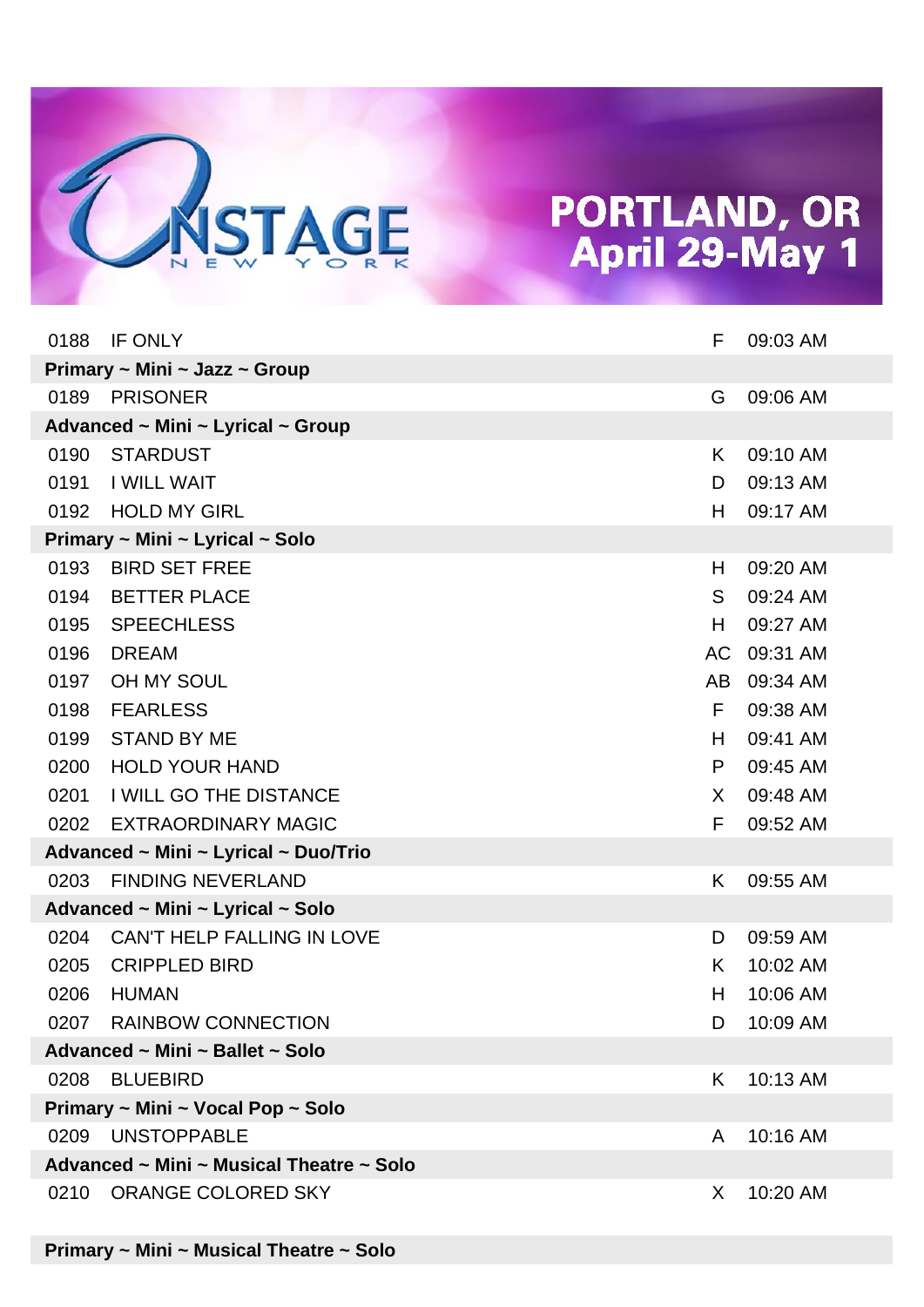# PORTLAND, OR
# April 29-May 1

| | | | |
|---|---|---|---|
| 0188 | IF ONLY | F | 09:03 AM |
| **Primary ~ Mini ~ Jazz ~ Group** | | | |
| 0189 | PRISONER | G | 09:06 AM |
| **Advanced ~ Mini ~ Lyrical ~ Group** | | | |
| 0190 | STARDUST | K | 09:10 AM |
| 0191 | I WILL WAIT | D | 09:13 AM |
| 0192 | HOLD MY GIRL | H | 09:17 AM |
| **Primary ~ Mini ~ Lyrical ~ Solo** | | | |
| 0193 | BIRD SET FREE | H | 09:20 AM |
| 0194 | BETTER PLACE | S | 09:24 AM |
| 0195 | SPEECHLESS | H | 09:27 AM |
| 0196 | DREAM | AC | 09:31 AM |
| 0197 | OH MY SOUL | AB | 09:34 AM |
| 0198 | FEARLESS | F | 09:38 AM |
| 0199 | STAND BY ME | H | 09:41 AM |
| 0200 | HOLD YOUR HAND | P | 09:45 AM |
| 0201 | I WILL GO THE DISTANCE | X | 09:48 AM |
| 0202 | EXTRAORDINARY MAGIC | F | 09:52 AM |
| **Advanced ~ Mini ~ Lyrical ~ Duo/Trio** | | | |
| 0203 | FINDING NEVERLAND | K | 09:55 AM |
| **Advanced ~ Mini ~ Lyrical ~ Solo** | | | |
| 0204 | CAN'T HELP FALLING IN LOVE | D | 09:59 AM |
| 0205 | CRIPPLED BIRD | K | 10:02 AM |
| 0206 | HUMAN | H | 10:06 AM |
| 0207 | RAINBOW CONNECTION | D | 10:09 AM |
| **Advanced ~ Mini ~ Ballet ~ Solo** | | | |
| 0208 | BLUEBIRD | K | 10:13 AM |
| **Primary ~ Mini ~ Vocal Pop ~ Solo** | | | |
| 0209 | UNSTOPPABLE | A | 10:16 AM |
| **Advanced ~ Mini ~ Musical Theatre ~ Solo** | | | |
| 0210 | ORANGE COLORED SKY | X | 10:20 AM |
| **Primary ~ Mini ~ Musical Theatre ~ Solo** | | | |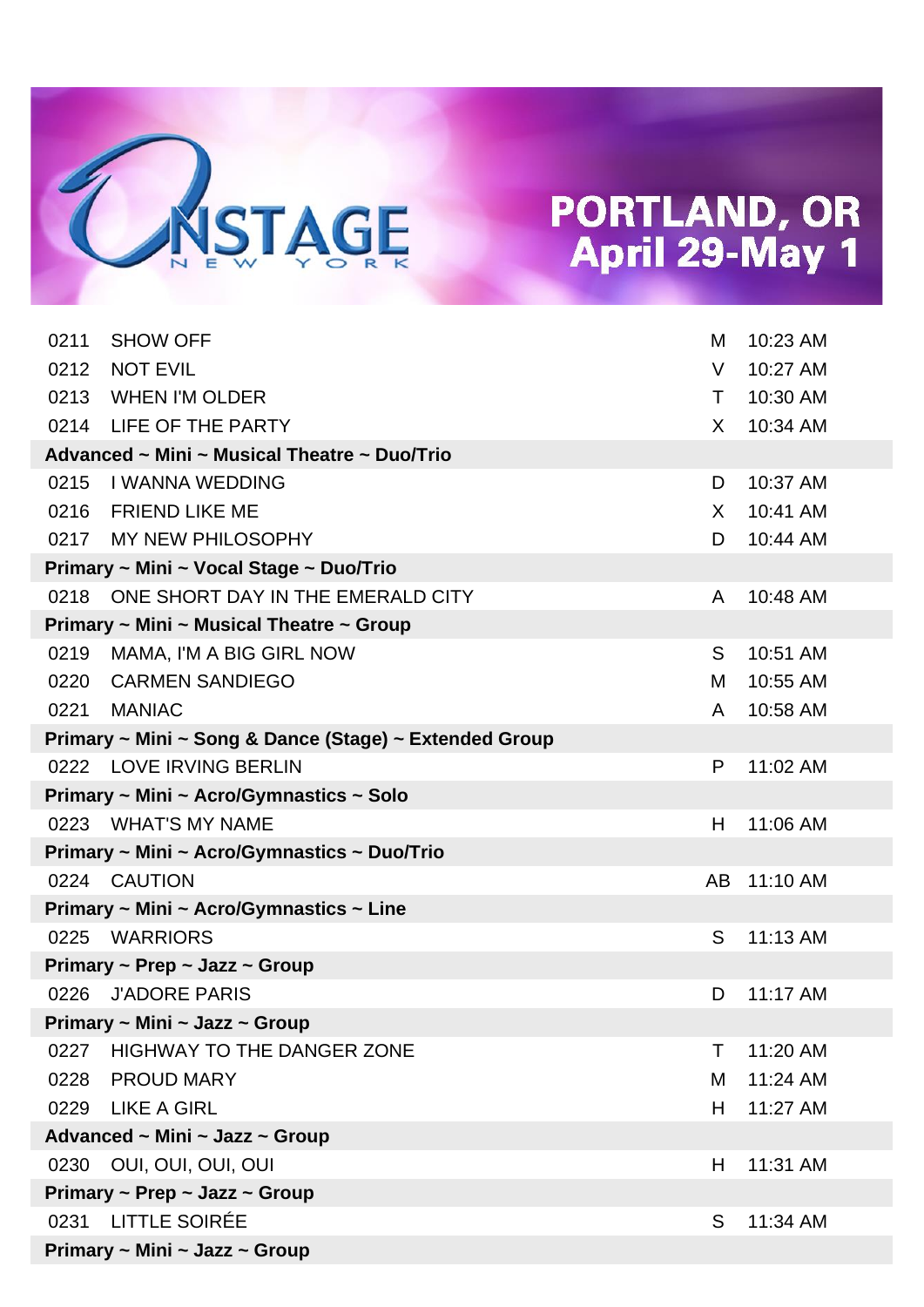# ONSTAGE NEW YORK

## PORTLAND, OR April 29-May 1

| | | | |
|---|---|---|---|
| 0211 | SHOW OFF | M | 10:23 AM |
| 0212 | NOT EVIL | V | 10:27 AM |
| 0213 | WHEN I'M OLDER | T | 10:30 AM |
| 0214 | LIFE OF THE PARTY | X | 10:34 AM |
| **Advanced ~ Mini ~ Musical Theatre ~ Duo/Trio** | | | |
| 0215 | I WANNA WEDDING | D | 10:37 AM |
| 0216 | FRIEND LIKE ME | X | 10:41 AM |
| 0217 | MY NEW PHILOSOPHY | D | 10:44 AM |
| **Primary ~ Mini ~ Vocal Stage ~ Duo/Trio** | | | |
| 0218 | ONE SHORT DAY IN THE EMERALD CITY | A | 10:48 AM |
| **Primary ~ Mini ~ Musical Theatre ~ Group** | | | |
| 0219 | MAMA, I'M A BIG GIRL NOW | S | 10:51 AM |
| 0220 | CARMEN SANDIEGO | M | 10:55 AM |
| 0221 | MANIAC | A | 10:58 AM |
| **Primary ~ Mini ~ Song & Dance (Stage) ~ Extended Group** | | | |
| 0222 | LOVE IRVING BERLIN | P | 11:02 AM |
| **Primary ~ Mini ~ Acro/Gymnastics ~ Solo** | | | |
| 0223 | WHAT'S MY NAME | H | 11:06 AM |
| **Primary ~ Mini ~ Acro/Gymnastics ~ Duo/Trio** | | | |
| 0224 | CAUTION | AB | 11:10 AM |
| **Primary ~ Mini ~ Acro/Gymnastics ~ Line** | | | |
| 0225 | WARRIORS | S | 11:13 AM |
| **Primary ~ Prep ~ Jazz ~ Group** | | | |
| 0226 | J'ADORE PARIS | D | 11:17 AM |
| **Primary ~ Mini ~ Jazz ~ Group** | | | |
| 0227 | HIGHWAY TO THE DANGER ZONE | T | 11:20 AM |
| 0228 | PROUD MARY | M | 11:24 AM |
| 0229 | LIKE A GIRL | H | 11:27 AM |
| **Advanced ~ Mini ~ Jazz ~ Group** | | | |
| 0230 | OUI, OUI, OUI, OUI | H | 11:31 AM |
| **Primary ~ Prep ~ Jazz ~ Group** | | | |
| 0231 | LITTLE SOIRÉE | S | 11:34 AM |
| **Primary ~ Mini ~ Jazz ~ Group** | | | |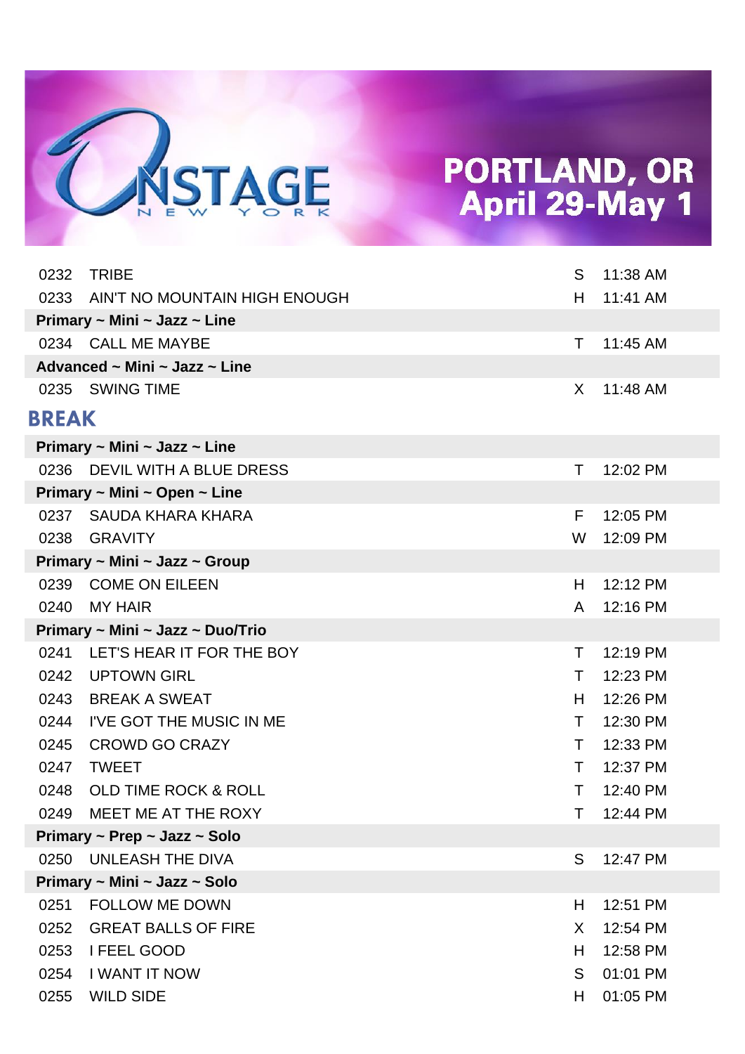# PORTLAND, OR April 29-May 1

| | | | |
|---|---|---|---|
| 0232 | TRIBE | S | 11:38 AM |
| 0233 | AIN'T NO MOUNTAIN HIGH ENOUGH | H | 11:41 AM |

**Primary ~ Mini ~ Jazz ~ Line**

| | | | |
|---|---|---|---|
| 0234 | CALL ME MAYBE | T | 11:45 AM |

**Advanced ~ Mini ~ Jazz ~ Line**

| | | | |
|---|---|---|---|
| 0235 | SWING TIME | X | 11:48 AM |

## BREAK

**Primary ~ Mini ~ Jazz ~ Line**

| | | | |
|---|---|---|---|
| 0236 | DEVIL WITH A BLUE DRESS | T | 12:02 PM |

**Primary ~ Mini ~ Open ~ Line**

| | | | |
|---|---|---|---|
| 0237 | SAUDA KHARA KHARA | F | 12:05 PM |
| 0238 | GRAVITY | W | 12:09 PM |

**Primary ~ Mini ~ Jazz ~ Group**

| | | | |
|---|---|---|---|
| 0239 | COME ON EILEEN | H | 12:12 PM |
| 0240 | MY HAIR | A | 12:16 PM |

**Primary ~ Mini ~ Jazz ~ Duo/Trio**

| | | | |
|---|---|---|---|
| 0241 | LET'S HEAR IT FOR THE BOY | T | 12:19 PM |
| 0242 | UPTOWN GIRL | T | 12:23 PM |
| 0243 | BREAK A SWEAT | H | 12:26 PM |
| 0244 | I'VE GOT THE MUSIC IN ME | T | 12:30 PM |
| 0245 | CROWD GO CRAZY | T | 12:33 PM |
| 0247 | TWEET | T | 12:37 PM |
| 0248 | OLD TIME ROCK & ROLL | T | 12:40 PM |
| 0249 | MEET ME AT THE ROXY | T | 12:44 PM |

**Primary ~ Prep ~ Jazz ~ Solo**

| | | | |
|---|---|---|---|
| 0250 | UNLEASH THE DIVA | S | 12:47 PM |

**Primary ~ Mini ~ Jazz ~ Solo**

| | | | |
|---|---|---|---|
| 0251 | FOLLOW ME DOWN | H | 12:51 PM |
| 0252 | GREAT BALLS OF FIRE | X | 12:54 PM |
| 0253 | I FEEL GOOD | H | 12:58 PM |
| 0254 | I WANT IT NOW | S | 01:01 PM |
| 0255 | WILD SIDE | H | 01:05 PM |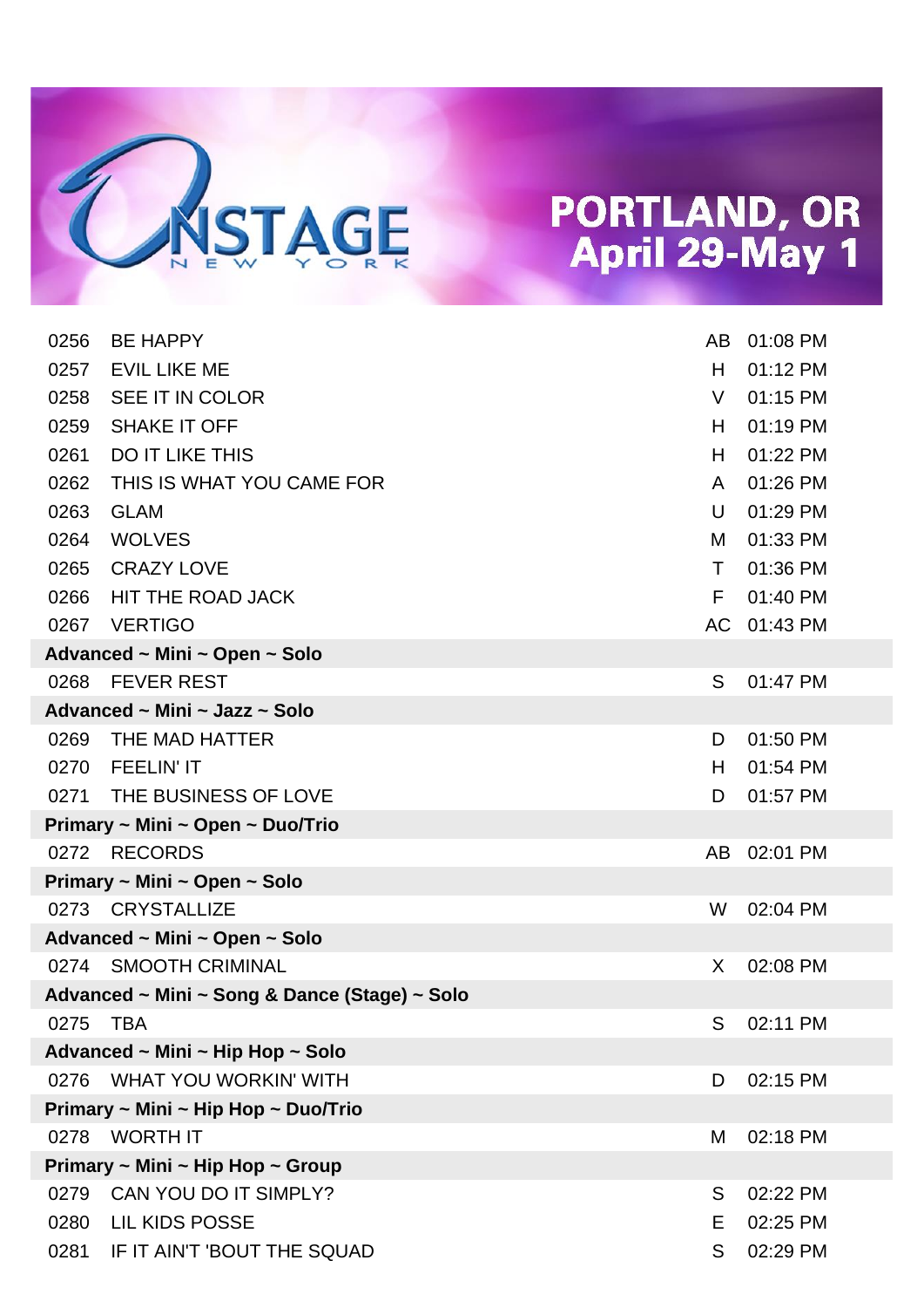# PORTLAND, OR April 29-May 1

| | | | |
|---|---|---|---|
| 0256 | BE HAPPY | AB | 01:08 PM |
| 0257 | EVIL LIKE ME | H | 01:12 PM |
| 0258 | SEE IT IN COLOR | V | 01:15 PM |
| 0259 | SHAKE IT OFF | H | 01:19 PM |
| 0261 | DO IT LIKE THIS | H | 01:22 PM |
| 0262 | THIS IS WHAT YOU CAME FOR | A | 01:26 PM |
| 0263 | GLAM | U | 01:29 PM |
| 0264 | WOLVES | M | 01:33 PM |
| 0265 | CRAZY LOVE | T | 01:36 PM |
| 0266 | HIT THE ROAD JACK | F | 01:40 PM |
| 0267 | VERTIGO | AC | 01:43 PM |
| **Advanced ~ Mini ~ Open ~ Solo** | | | |
| 0268 | FEVER REST | S | 01:47 PM |
| **Advanced ~ Mini ~ Jazz ~ Solo** | | | |
| 0269 | THE MAD HATTER | D | 01:50 PM |
| 0270 | FEELIN' IT | H | 01:54 PM |
| 0271 | THE BUSINESS OF LOVE | D | 01:57 PM |
| **Primary ~ Mini ~ Open ~ Duo/Trio** | | | |
| 0272 | RECORDS | AB | 02:01 PM |
| **Primary ~ Mini ~ Open ~ Solo** | | | |
| 0273 | CRYSTALLIZE | W | 02:04 PM |
| **Advanced ~ Mini ~ Open ~ Solo** | | | |
| 0274 | SMOOTH CRIMINAL | X | 02:08 PM |
| **Advanced ~ Mini ~ Song & Dance (Stage) ~ Solo** | | | |
| 0275 | TBA | S | 02:11 PM |
| **Advanced ~ Mini ~ Hip Hop ~ Solo** | | | |
| 0276 | WHAT YOU WORKIN' WITH | D | 02:15 PM |
| **Primary ~ Mini ~ Hip Hop ~ Duo/Trio** | | | |
| 0278 | WORTH IT | M | 02:18 PM |
| **Primary ~ Mini ~ Hip Hop ~ Group** | | | |
| 0279 | CAN YOU DO IT SIMPLY? | S | 02:22 PM |
| 0280 | LIL KIDS POSSE | E | 02:25 PM |
| 0281 | IF IT AIN'T 'BOUT THE SQUAD | S | 02:29 PM |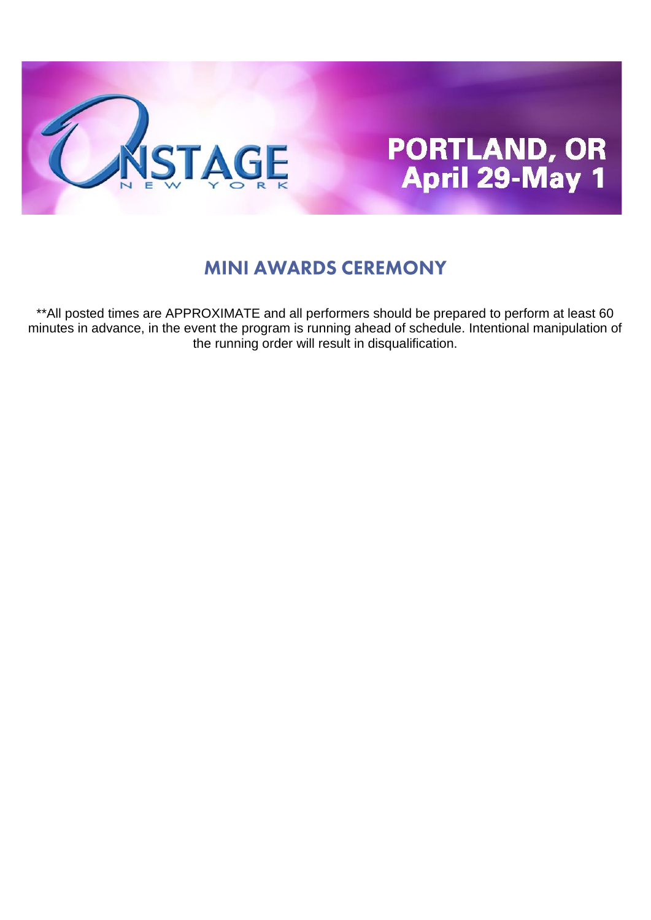ONSTAGE NEW YORK

PORTLAND, OR
April 29-May 1

## MINI AWARDS CEREMONY

**All posted times are APPROXIMATE and all performers should be prepared to perform at least 60 minutes in advance, in the event the program is running ahead of schedule. Intentional manipulation of the running order will result in disqualification.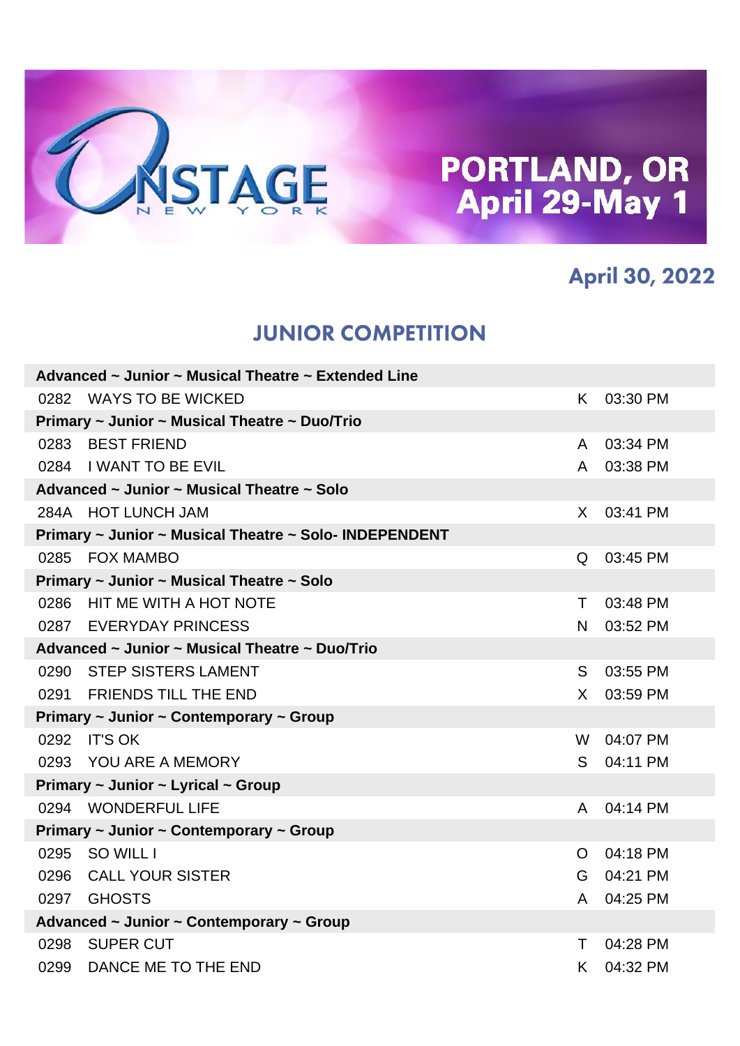# PORTLAND, OR
# April 29-May 1

## April 30, 2022

## JUNIOR COMPETITION

| | | | |
|---|---|---|---|
| **Advanced ~ Junior ~ Musical Theatre ~ Extended Line** | | | |
| 0282 | WAYS TO BE WICKED | K | 03:30 PM |
| **Primary ~ Junior ~ Musical Theatre ~ Duo/Trio** | | | |
| 0283 | BEST FRIEND | A | 03:34 PM |
| 0284 | I WANT TO BE EVIL | A | 03:38 PM |
| **Advanced ~ Junior ~ Musical Theatre ~ Solo** | | | |
| 284A | HOT LUNCH JAM | X | 03:41 PM |
| **Primary ~ Junior ~ Musical Theatre ~ Solo- INDEPENDENT** | | | |
| 0285 | FOX MAMBO | Q | 03:45 PM |
| **Primary ~ Junior ~ Musical Theatre ~ Solo** | | | |
| 0286 | HIT ME WITH A HOT NOTE | T | 03:48 PM |
| 0287 | EVERYDAY PRINCESS | N | 03:52 PM |
| **Advanced ~ Junior ~ Musical Theatre ~ Duo/Trio** | | | |
| 0290 | STEP SISTERS LAMENT | S | 03:55 PM |
| 0291 | FRIENDS TILL THE END | X | 03:59 PM |
| **Primary ~ Junior ~ Contemporary ~ Group** | | | |
| 0292 | IT'S OK | W | 04:07 PM |
| 0293 | YOU ARE A MEMORY | S | 04:11 PM |
| **Primary ~ Junior ~ Lyrical ~ Group** | | | |
| 0294 | WONDERFUL LIFE | A | 04:14 PM |
| **Primary ~ Junior ~ Contemporary ~ Group** | | | |
| 0295 | SO WILL I | O | 04:18 PM |
| 0296 | CALL YOUR SISTER | G | 04:21 PM |
| 0297 | GHOSTS | A | 04:25 PM |
| **Advanced ~ Junior ~ Contemporary ~ Group** | | | |
| 0298 | SUPER CUT | T | 04:28 PM |
| 0299 | DANCE ME TO THE END | K | 04:32 PM |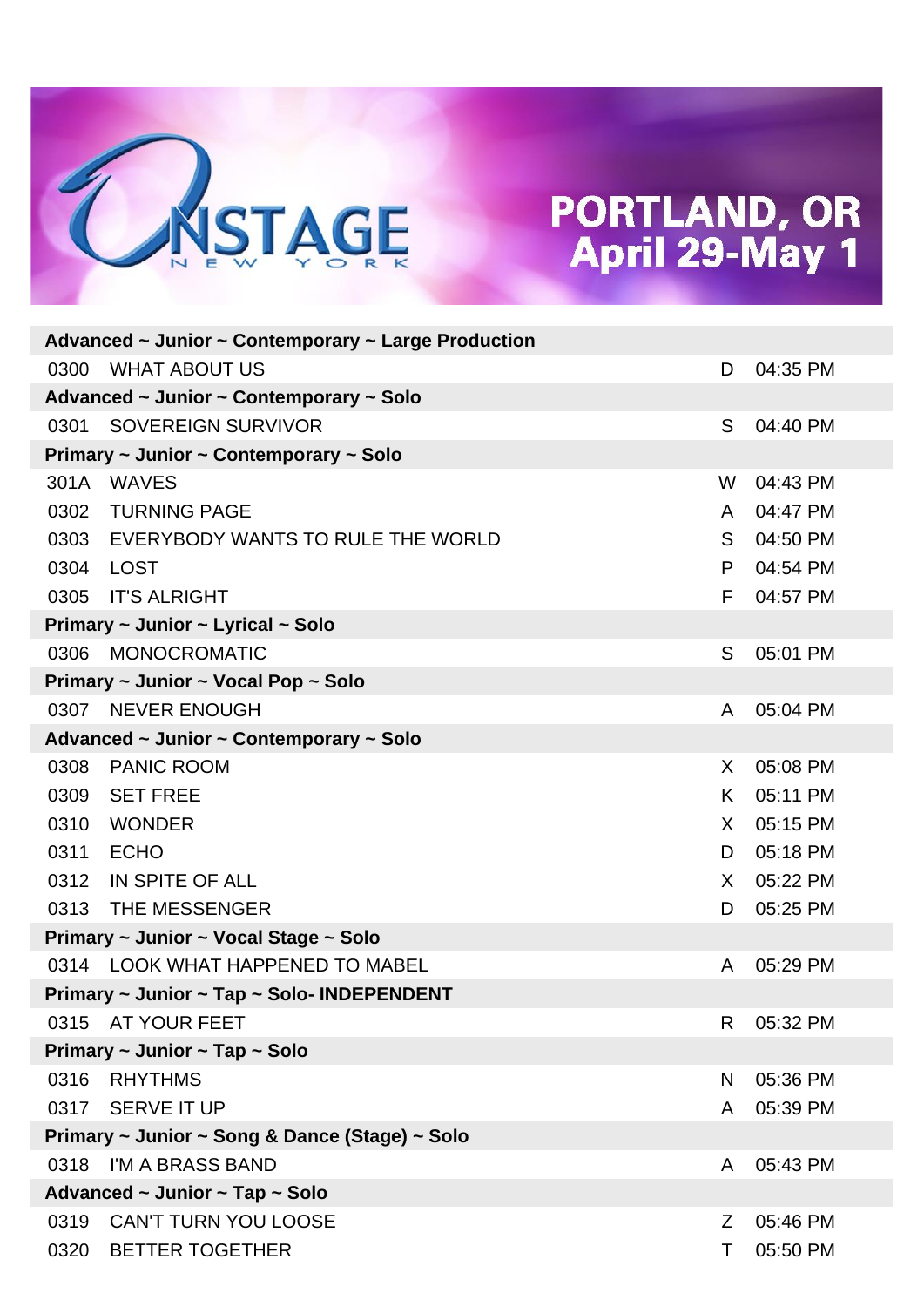# ONSTAGE NEW YORK

## PORTLAND, OR
## April 29-May 1

| | | | |
|---|---|---|---|
| **Advanced ~ Junior ~ Contemporary ~ Large Production** | | | |
| 0300 | WHAT ABOUT US | D | 04:35 PM |
| **Advanced ~ Junior ~ Contemporary ~ Solo** | | | |
| 0301 | SOVEREIGN SURVIVOR | S | 04:40 PM |
| **Primary ~ Junior ~ Contemporary ~ Solo** | | | |
| 301A | WAVES | W | 04:43 PM |
| 0302 | TURNING PAGE | A | 04:47 PM |
| 0303 | EVERYBODY WANTS TO RULE THE WORLD | S | 04:50 PM |
| 0304 | LOST | P | 04:54 PM |
| 0305 | IT'S ALRIGHT | F | 04:57 PM |
| **Primary ~ Junior ~ Lyrical ~ Solo** | | | |
| 0306 | MONOCROMATIC | S | 05:01 PM |
| **Primary ~ Junior ~ Vocal Pop ~ Solo** | | | |
| 0307 | NEVER ENOUGH | A | 05:04 PM |
| **Advanced ~ Junior ~ Contemporary ~ Solo** | | | |
| 0308 | PANIC ROOM | X | 05:08 PM |
| 0309 | SET FREE | K | 05:11 PM |
| 0310 | WONDER | X | 05:15 PM |
| 0311 | ECHO | D | 05:18 PM |
| 0312 | IN SPITE OF ALL | X | 05:22 PM |
| 0313 | THE MESSENGER | D | 05:25 PM |
| **Primary ~ Junior ~ Vocal Stage ~ Solo** | | | |
| 0314 | LOOK WHAT HAPPENED TO MABEL | A | 05:29 PM |
| **Primary ~ Junior ~ Tap ~ Solo- INDEPENDENT** | | | |
| 0315 | AT YOUR FEET | R | 05:32 PM |
| **Primary ~ Junior ~ Tap ~ Solo** | | | |
| 0316 | RHYTHMS | N | 05:36 PM |
| 0317 | SERVE IT UP | A | 05:39 PM |
| **Primary ~ Junior ~ Song & Dance (Stage) ~ Solo** | | | |
| 0318 | I'M A BRASS BAND | A | 05:43 PM |
| **Advanced ~ Junior ~ Tap ~ Solo** | | | |
| 0319 | CAN'T TURN YOU LOOSE | Z | 05:46 PM |
| 0320 | BETTER TOGETHER | T | 05:50 PM |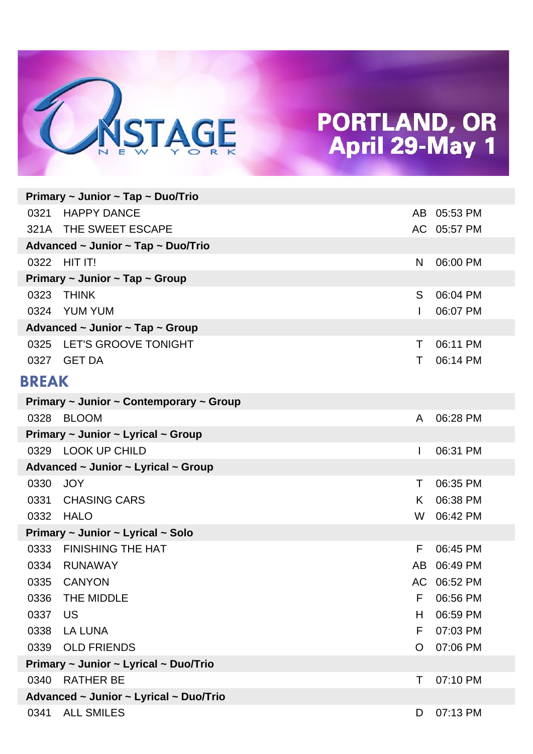# PORTLAND, OR
## April 29-May 1

| | | | |
|---|---|---|---|
| **Primary ~ Junior ~ Tap ~ Duo/Trio** | | | |
| 0321 | HAPPY DANCE | AB | 05:53 PM |
| 321A | THE SWEET ESCAPE | AC | 05:57 PM |
| **Advanced ~ Junior ~ Tap ~ Duo/Trio** | | | |
| 0322 | HIT IT! | N | 06:00 PM |
| **Primary ~ Junior ~ Tap ~ Group** | | | |
| 0323 | THINK | S | 06:04 PM |
| 0324 | YUM YUM | I | 06:07 PM |
| **Advanced ~ Junior ~ Tap ~ Group** | | | |
| 0325 | LET'S GROOVE TONIGHT | T | 06:11 PM |
| 0327 | GET DA | T | 06:14 PM |

## BREAK

| | | | |
|---|---|---|---|
| **Primary ~ Junior ~ Contemporary ~ Group** | | | |
| 0328 | BLOOM | A | 06:28 PM |
| **Primary ~ Junior ~ Lyrical ~ Group** | | | |
| 0329 | LOOK UP CHILD | I | 06:31 PM |
| **Advanced ~ Junior ~ Lyrical ~ Group** | | | |
| 0330 | JOY | T | 06:35 PM |
| 0331 | CHASING CARS | K | 06:38 PM |
| 0332 | HALO | W | 06:42 PM |
| **Primary ~ Junior ~ Lyrical ~ Solo** | | | |
| 0333 | FINISHING THE HAT | F | 06:45 PM |
| 0334 | RUNAWAY | AB | 06:49 PM |
| 0335 | CANYON | AC | 06:52 PM |
| 0336 | THE MIDDLE | F | 06:56 PM |
| 0337 | US | H | 06:59 PM |
| 0338 | LA LUNA | F | 07:03 PM |
| 0339 | OLD FRIENDS | O | 07:06 PM |
| **Primary ~ Junior ~ Lyrical ~ Duo/Trio** | | | |
| 0340 | RATHER BE | T | 07:10 PM |
| **Advanced ~ Junior ~ Lyrical ~ Duo/Trio** | | | |
| 0341 | ALL SMILES | D | 07:13 PM |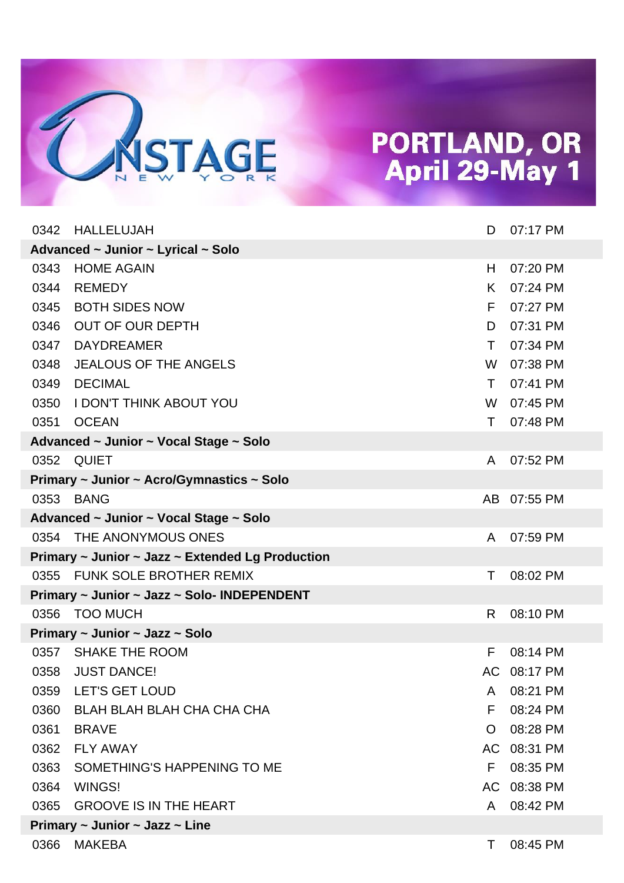# PORTLAND, OR April 29-May 1

| | | | |
|---|---|---|---|
| 0342 | HALLELUJAH | D | 07:17 PM |
| **Advanced ~ Junior ~ Lyrical ~ Solo** | | | |
| 0343 | HOME AGAIN | H | 07:20 PM |
| 0344 | REMEDY | K | 07:24 PM |
| 0345 | BOTH SIDES NOW | F | 07:27 PM |
| 0346 | OUT OF OUR DEPTH | D | 07:31 PM |
| 0347 | DAYDREAMER | T | 07:34 PM |
| 0348 | JEALOUS OF THE ANGELS | W | 07:38 PM |
| 0349 | DECIMAL | T | 07:41 PM |
| 0350 | I DON'T THINK ABOUT YOU | W | 07:45 PM |
| 0351 | OCEAN | T | 07:48 PM |
| **Advanced ~ Junior ~ Vocal Stage ~ Solo** | | | |
| 0352 | QUIET | A | 07:52 PM |
| **Primary ~ Junior ~ Acro/Gymnastics ~ Solo** | | | |
| 0353 | BANG | AB | 07:55 PM |
| **Advanced ~ Junior ~ Vocal Stage ~ Solo** | | | |
| 0354 | THE ANONYMOUS ONES | A | 07:59 PM |
| **Primary ~ Junior ~ Jazz ~ Extended Lg Production** | | | |
| 0355 | FUNK SOLE BROTHER REMIX | T | 08:02 PM |
| **Primary ~ Junior ~ Jazz ~ Solo- INDEPENDENT** | | | |
| 0356 | TOO MUCH | R | 08:10 PM |
| **Primary ~ Junior ~ Jazz ~ Solo** | | | |
| 0357 | SHAKE THE ROOM | F | 08:14 PM |
| 0358 | JUST DANCE! | AC | 08:17 PM |
| 0359 | LET'S GET LOUD | A | 08:21 PM |
| 0360 | BLAH BLAH BLAH CHA CHA CHA | F | 08:24 PM |
| 0361 | BRAVE | O | 08:28 PM |
| 0362 | FLY AWAY | AC | 08:31 PM |
| 0363 | SOMETHING'S HAPPENING TO ME | F | 08:35 PM |
| 0364 | WINGS! | AC | 08:38 PM |
| 0365 | GROOVE IS IN THE HEART | A | 08:42 PM |
| **Primary ~ Junior ~ Jazz ~ Line** | | | |
| 0366 | MAKEBA | T | 08:45 PM |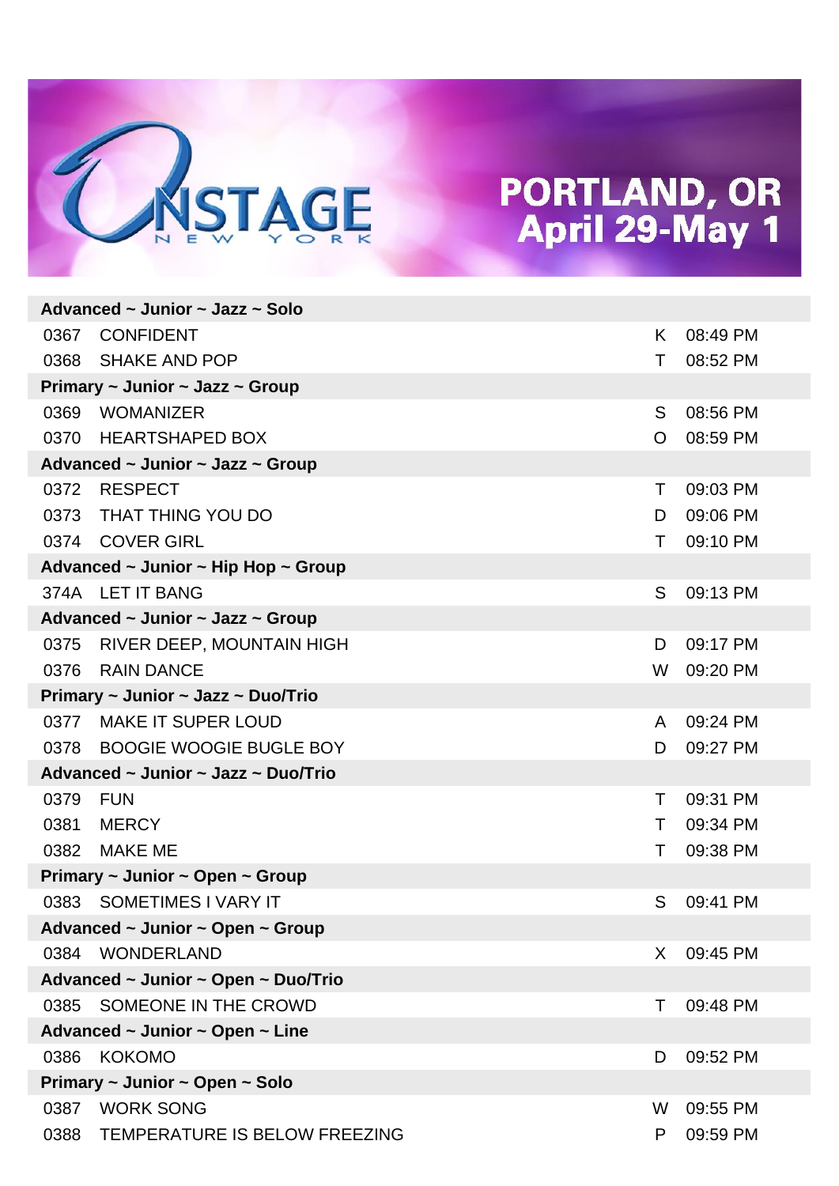# PORTLAND, OR
## April 29-May 1

| | | | |
|---|---|---|---|
| **Advanced ~ Junior ~ Jazz ~ Solo** | | | |
| 0367 | CONFIDENT | K | 08:49 PM |
| 0368 | SHAKE AND POP | T | 08:52 PM |
| **Primary ~ Junior ~ Jazz ~ Group** | | | |
| 0369 | WOMANIZER | S | 08:56 PM |
| 0370 | HEARTSHAPED BOX | O | 08:59 PM |
| **Advanced ~ Junior ~ Jazz ~ Group** | | | |
| 0372 | RESPECT | T | 09:03 PM |
| 0373 | THAT THING YOU DO | D | 09:06 PM |
| 0374 | COVER GIRL | T | 09:10 PM |
| **Advanced ~ Junior ~ Hip Hop ~ Group** | | | |
| 374A | LET IT BANG | S | 09:13 PM |
| **Advanced ~ Junior ~ Jazz ~ Group** | | | |
| 0375 | RIVER DEEP, MOUNTAIN HIGH | D | 09:17 PM |
| 0376 | RAIN DANCE | W | 09:20 PM |
| **Primary ~ Junior ~ Jazz ~ Duo/Trio** | | | |
| 0377 | MAKE IT SUPER LOUD | A | 09:24 PM |
| 0378 | BOOGIE WOOGIE BUGLE BOY | D | 09:27 PM |
| **Advanced ~ Junior ~ Jazz ~ Duo/Trio** | | | |
| 0379 | FUN | T | 09:31 PM |
| 0381 | MERCY | T | 09:34 PM |
| 0382 | MAKE ME | T | 09:38 PM |
| **Primary ~ Junior ~ Open ~ Group** | | | |
| 0383 | SOMETIMES I VARY IT | S | 09:41 PM |
| **Advanced ~ Junior ~ Open ~ Group** | | | |
| 0384 | WONDERLAND | X | 09:45 PM |
| **Advanced ~ Junior ~ Open ~ Duo/Trio** | | | |
| 0385 | SOMEONE IN THE CROWD | T | 09:48 PM |
| **Advanced ~ Junior ~ Open ~ Line** | | | |
| 0386 | KOKOMO | D | 09:52 PM |
| **Primary ~ Junior ~ Open ~ Solo** | | | |
| 0387 | WORK SONG | W | 09:55 PM |
| 0388 | TEMPERATURE IS BELOW FREEZING | P | 09:59 PM |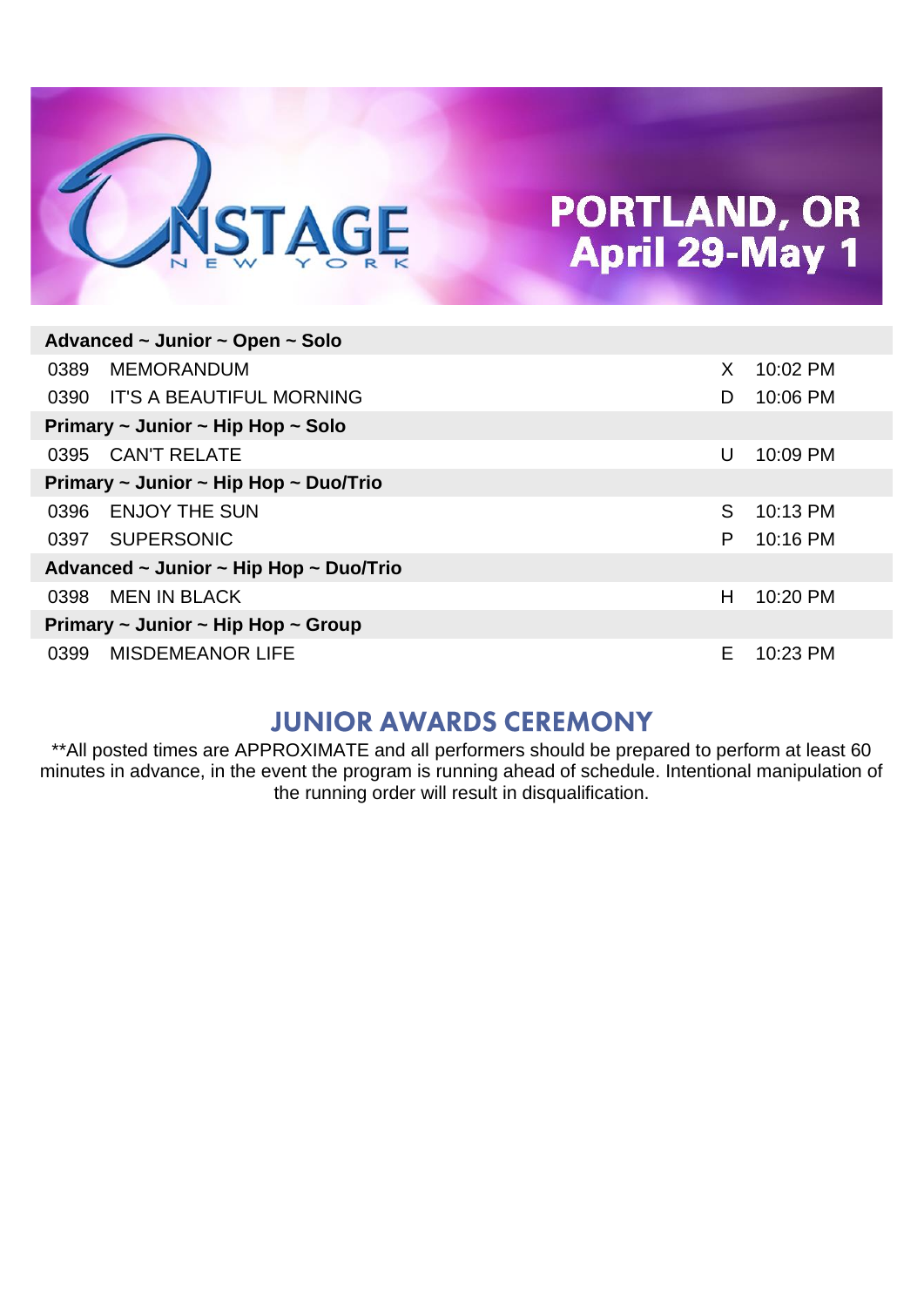# PORTLAND, OR
## April 29-May 1

| Advanced ~ Junior ~ Open ~ Solo | | | |
|---|---|---|---|
| 0389 | MEMORANDUM | X | 10:02 PM |
| 0390 | IT'S A BEAUTIFUL MORNING | D | 10:06 PM |
| **Primary ~ Junior ~ Hip Hop ~ Solo** | | | |
| 0395 | CAN'T RELATE | U | 10:09 PM |
| **Primary ~ Junior ~ Hip Hop ~ Duo/Trio** | | | |
| 0396 | ENJOY THE SUN | S | 10:13 PM |
| 0397 | SUPERSONIC | P | 10:16 PM |
| **Advanced ~ Junior ~ Hip Hop ~ Duo/Trio** | | | |
| 0398 | MEN IN BLACK | H | 10:20 PM |
| **Primary ~ Junior ~ Hip Hop ~ Group** | | | |
| 0399 | MISDEMEANOR LIFE | E | 10:23 PM |

## JUNIOR AWARDS CEREMONY

**All posted times are APPROXIMATE and all performers should be prepared to perform at least 60 minutes in advance, in the event the program is running ahead of schedule. Intentional manipulation of the running order will result in disqualification.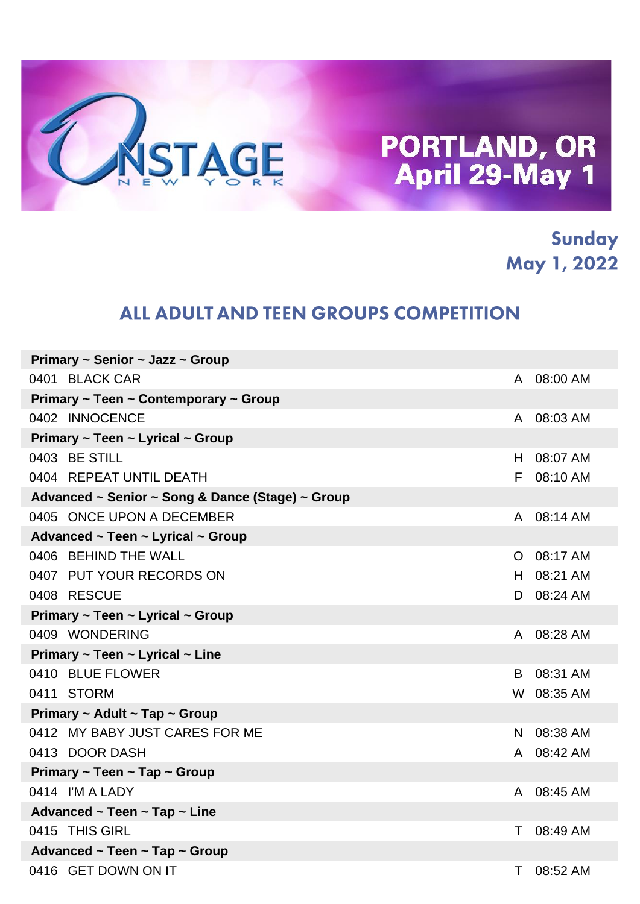# ONSTAGE NEW YORK

## PORTLAND, OR
## April 29-May 1

**Sunday**
**May 1, 2022**

## ALL ADULT AND TEEN GROUPS COMPETITION

| | | |
|---|---|---|
| **Primary ~ Senior ~ Jazz ~ Group** | | |
| 0401 BLACK CAR | A | 08:00 AM |
| **Primary ~ Teen ~ Contemporary ~ Group** | | |
| 0402 INNOCENCE | A | 08:03 AM |
| **Primary ~ Teen ~ Lyrical ~ Group** | | |
| 0403 BE STILL | H | 08:07 AM |
| 0404 REPEAT UNTIL DEATH | F | 08:10 AM |
| **Advanced ~ Senior ~ Song & Dance (Stage) ~ Group** | | |
| 0405 ONCE UPON A DECEMBER | A | 08:14 AM |
| **Advanced ~ Teen ~ Lyrical ~ Group** | | |
| 0406 BEHIND THE WALL | O | 08:17 AM |
| 0407 PUT YOUR RECORDS ON | H | 08:21 AM |
| 0408 RESCUE | D | 08:24 AM |
| **Primary ~ Teen ~ Lyrical ~ Group** | | |
| 0409 WONDERING | A | 08:28 AM |
| **Primary ~ Teen ~ Lyrical ~ Line** | | |
| 0410 BLUE FLOWER | B | 08:31 AM |
| 0411 STORM | W | 08:35 AM |
| **Primary ~ Adult ~ Tap ~ Group** | | |
| 0412 MY BABY JUST CARES FOR ME | N | 08:38 AM |
| 0413 DOOR DASH | A | 08:42 AM |
| **Primary ~ Teen ~ Tap ~ Group** | | |
| 0414 I'M A LADY | A | 08:45 AM |
| **Advanced ~ Teen ~ Tap ~ Line** | | |
| 0415 THIS GIRL | T | 08:49 AM |
| **Advanced ~ Teen ~ Tap ~ Group** | | |
| 0416 GET DOWN ON IT | T | 08:52 AM |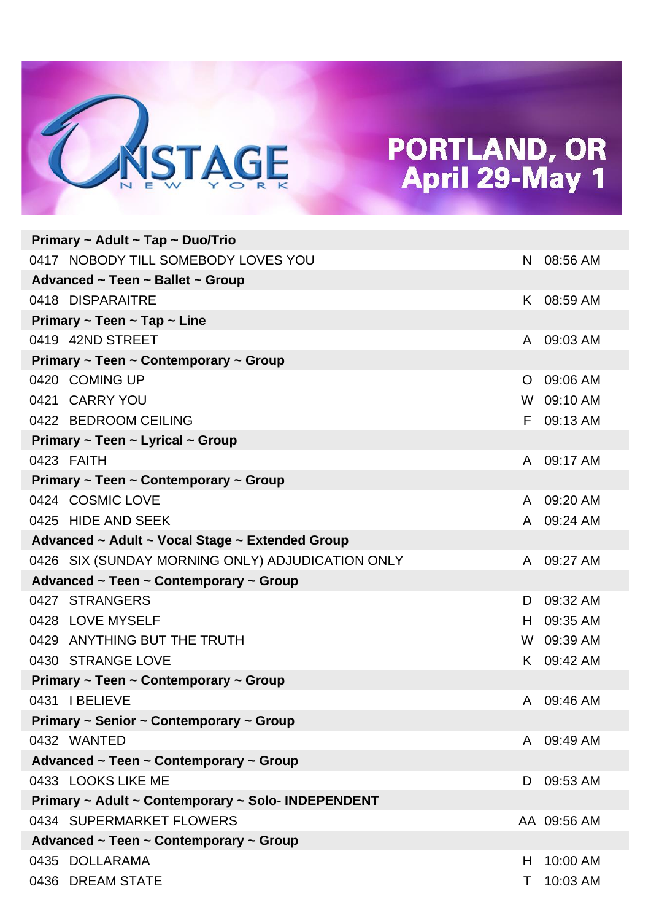# ONSTAGE NEW YORK

## PORTLAND, OR
## April 29-May 1

| | | |
|---|---|---|
| **Primary ~ Adult ~ Tap ~ Duo/Trio** | | |
| 0417 NOBODY TILL SOMEBODY LOVES YOU | N | 08:56 AM |
| **Advanced ~ Teen ~ Ballet ~ Group** | | |
| 0418 DISPARAITRE | K | 08:59 AM |
| **Primary ~ Teen ~ Tap ~ Line** | | |
| 0419 42ND STREET | A | 09:03 AM |
| **Primary ~ Teen ~ Contemporary ~ Group** | | |
| 0420 COMING UP | O | 09:06 AM |
| 0421 CARRY YOU | W | 09:10 AM |
| 0422 BEDROOM CEILING | F | 09:13 AM |
| **Primary ~ Teen ~ Lyrical ~ Group** | | |
| 0423 FAITH | A | 09:17 AM |
| **Primary ~ Teen ~ Contemporary ~ Group** | | |
| 0424 COSMIC LOVE | A | 09:20 AM |
| 0425 HIDE AND SEEK | A | 09:24 AM |
| **Advanced ~ Adult ~ Vocal Stage ~ Extended Group** | | |
| 0426 SIX (SUNDAY MORNING ONLY) ADJUDICATION ONLY | A | 09:27 AM |
| **Advanced ~ Teen ~ Contemporary ~ Group** | | |
| 0427 STRANGERS | D | 09:32 AM |
| 0428 LOVE MYSELF | H | 09:35 AM |
| 0429 ANYTHING BUT THE TRUTH | W | 09:39 AM |
| 0430 STRANGE LOVE | K | 09:42 AM |
| **Primary ~ Teen ~ Contemporary ~ Group** | | |
| 0431 I BELIEVE | A | 09:46 AM |
| **Primary ~ Senior ~ Contemporary ~ Group** | | |
| 0432 WANTED | A | 09:49 AM |
| **Advanced ~ Teen ~ Contemporary ~ Group** | | |
| 0433 LOOKS LIKE ME | D | 09:53 AM |
| **Primary ~ Adult ~ Contemporary ~ Solo- INDEPENDENT** | | |
| 0434 SUPERMARKET FLOWERS | AA | 09:56 AM |
| **Advanced ~ Teen ~ Contemporary ~ Group** | | |
| 0435 DOLLARAMA | H | 10:00 AM |
| 0436 DREAM STATE | T | 10:03 AM |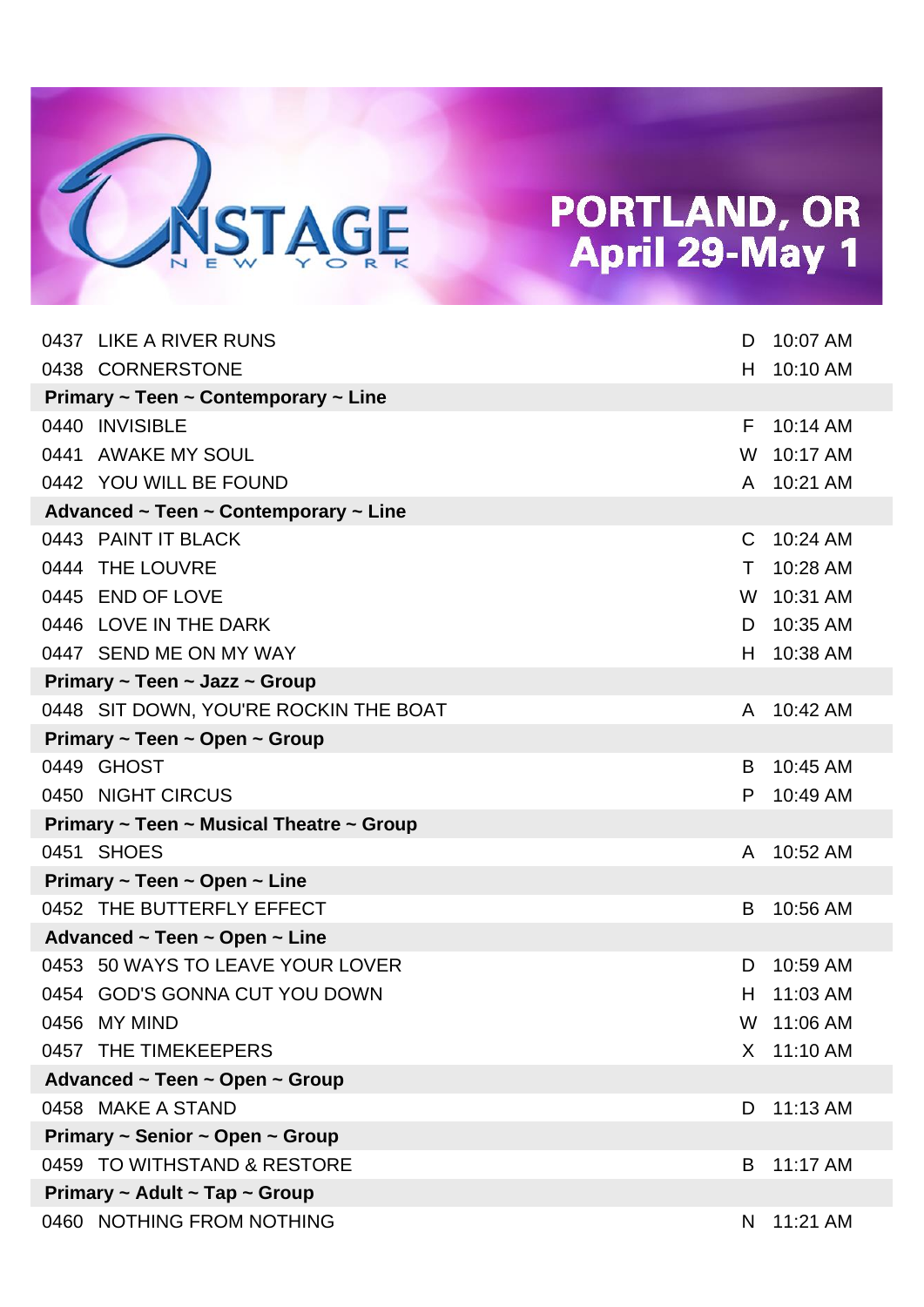# ONSTAGE NEW YORK

## PORTLAND, OR April 29-May 1

| | | | |
|---|---|---|---|
| 0437 | LIKE A RIVER RUNS | D | 10:07 AM |
| 0438 | CORNERSTONE | H | 10:10 AM |
| **Primary ~ Teen ~ Contemporary ~ Line** | | | |
| 0440 | INVISIBLE | F | 10:14 AM |
| 0441 | AWAKE MY SOUL | W | 10:17 AM |
| 0442 | YOU WILL BE FOUND | A | 10:21 AM |
| **Advanced ~ Teen ~ Contemporary ~ Line** | | | |
| 0443 | PAINT IT BLACK | C | 10:24 AM |
| 0444 | THE LOUVRE | T | 10:28 AM |
| 0445 | END OF LOVE | W | 10:31 AM |
| 0446 | LOVE IN THE DARK | D | 10:35 AM |
| 0447 | SEND ME ON MY WAY | H | 10:38 AM |
| **Primary ~ Teen ~ Jazz ~ Group** | | | |
| 0448 | SIT DOWN, YOU'RE ROCKIN THE BOAT | A | 10:42 AM |
| **Primary ~ Teen ~ Open ~ Group** | | | |
| 0449 | GHOST | B | 10:45 AM |
| 0450 | NIGHT CIRCUS | P | 10:49 AM |
| **Primary ~ Teen ~ Musical Theatre ~ Group** | | | |
| 0451 | SHOES | A | 10:52 AM |
| **Primary ~ Teen ~ Open ~ Line** | | | |
| 0452 | THE BUTTERFLY EFFECT | B | 10:56 AM |
| **Advanced ~ Teen ~ Open ~ Line** | | | |
| 0453 | 50 WAYS TO LEAVE YOUR LOVER | D | 10:59 AM |
| 0454 | GOD'S GONNA CUT YOU DOWN | H | 11:03 AM |
| 0456 | MY MIND | W | 11:06 AM |
| 0457 | THE TIMEKEEPERS | X | 11:10 AM |
| **Advanced ~ Teen ~ Open ~ Group** | | | |
| 0458 | MAKE A STAND | D | 11:13 AM |
| **Primary ~ Senior ~ Open ~ Group** | | | |
| 0459 | TO WITHSTAND & RESTORE | B | 11:17 AM |
| **Primary ~ Adult ~ Tap ~ Group** | | | |
| 0460 | NOTHING FROM NOTHING | N | 11:21 AM |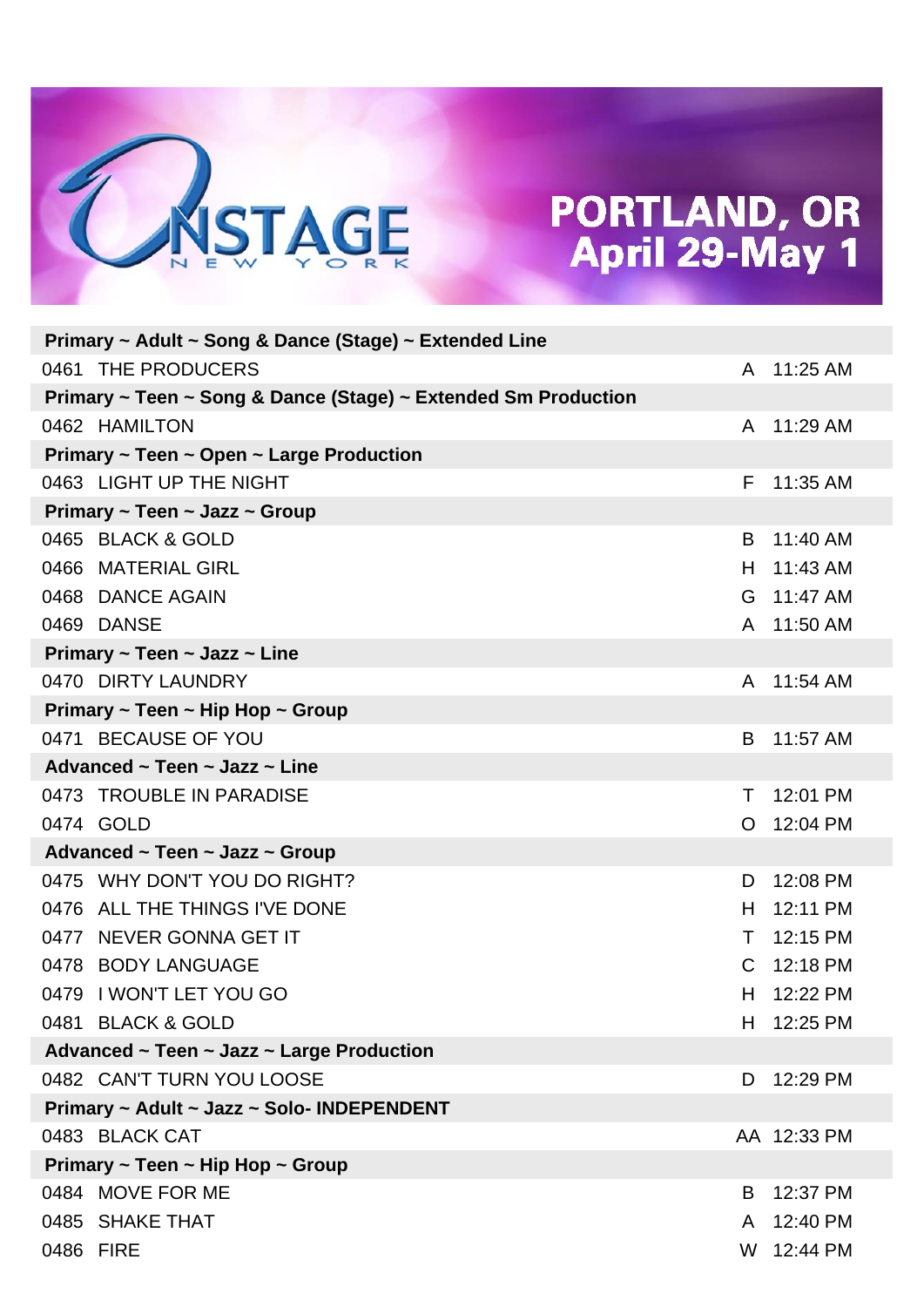# ONSTAGE NEW YORK

## PORTLAND, OR
## April 29-May 1

| | | |
|---|---|---|
| **Primary ~ Adult ~ Song & Dance (Stage) ~ Extended Line** | | |
| 0461 THE PRODUCERS | A | 11:25 AM |
| **Primary ~ Teen ~ Song & Dance (Stage) ~ Extended Sm Production** | | |
| 0462 HAMILTON | A | 11:29 AM |
| **Primary ~ Teen ~ Open ~ Large Production** | | |
| 0463 LIGHT UP THE NIGHT | F | 11:35 AM |
| **Primary ~ Teen ~ Jazz ~ Group** | | |
| 0465 BLACK & GOLD | B | 11:40 AM |
| 0466 MATERIAL GIRL | H | 11:43 AM |
| 0468 DANCE AGAIN | G | 11:47 AM |
| 0469 DANSE | A | 11:50 AM |
| **Primary ~ Teen ~ Jazz ~ Line** | | |
| 0470 DIRTY LAUNDRY | A | 11:54 AM |
| **Primary ~ Teen ~ Hip Hop ~ Group** | | |
| 0471 BECAUSE OF YOU | B | 11:57 AM |
| **Advanced ~ Teen ~ Jazz ~ Line** | | |
| 0473 TROUBLE IN PARADISE | T | 12:01 PM |
| 0474 GOLD | O | 12:04 PM |
| **Advanced ~ Teen ~ Jazz ~ Group** | | |
| 0475 WHY DON'T YOU DO RIGHT? | D | 12:08 PM |
| 0476 ALL THE THINGS I'VE DONE | H | 12:11 PM |
| 0477 NEVER GONNA GET IT | T | 12:15 PM |
| 0478 BODY LANGUAGE | C | 12:18 PM |
| 0479 I WON'T LET YOU GO | H | 12:22 PM |
| 0481 BLACK & GOLD | H | 12:25 PM |
| **Advanced ~ Teen ~ Jazz ~ Large Production** | | |
| 0482 CAN'T TURN YOU LOOSE | D | 12:29 PM |
| **Primary ~ Adult ~ Jazz ~ Solo- INDEPENDENT** | | |
| 0483 BLACK CAT | AA | 12:33 PM |
| **Primary ~ Teen ~ Hip Hop ~ Group** | | |
| 0484 MOVE FOR ME | B | 12:37 PM |
| 0485 SHAKE THAT | A | 12:40 PM |
| 0486 FIRE | W | 12:44 PM |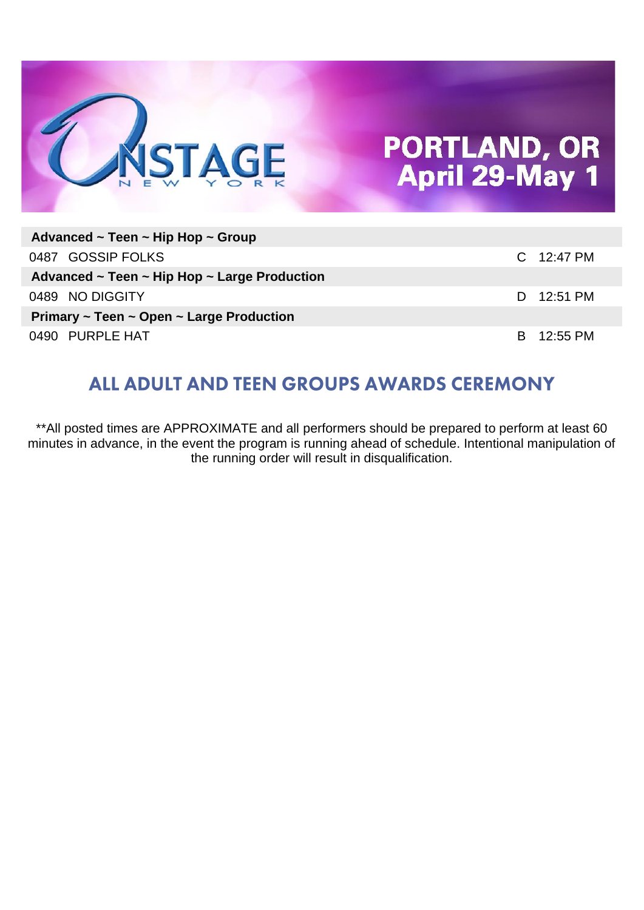**ONSTAGE NEW YORK**

**PORTLAND, OR**
**April 29-May 1**

| **Advanced ~ Teen ~ Hip Hop ~ Group** | | |
|---|---|---|
| 0487 GOSSIP FOLKS | C | 12:47 PM |
| **Advanced ~ Teen ~ Hip Hop ~ Large Production** | | |
| 0489 NO DIGGITY | D | 12:51 PM |
| **Primary ~ Teen ~ Open ~ Large Production** | | |
| 0490 PURPLE HAT | B | 12:55 PM |

## ALL ADULT AND TEEN GROUPS AWARDS CEREMONY

**All posted times are APPROXIMATE and all performers should be prepared to perform at least 60 minutes in advance, in the event the program is running ahead of schedule. Intentional manipulation of the running order will result in disqualification.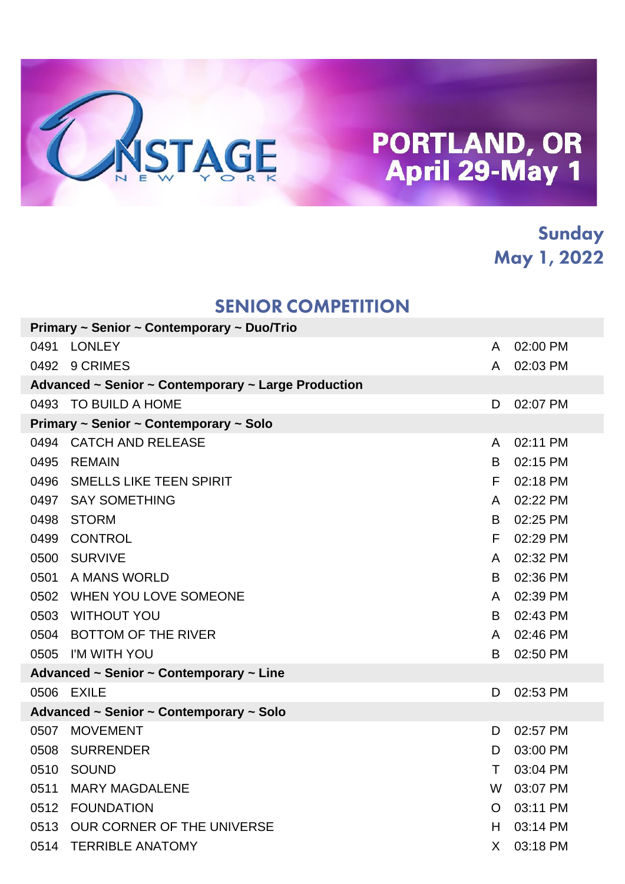ONSTAGE NEW YORK

# PORTLAND, OR
# April 29-May 1

## Sunday
## May 1, 2022

## SENIOR COMPETITION

| | | | |
|---|---|---|---|
| **Primary ~ Senior ~ Contemporary ~ Duo/Trio** | | | |
| 0491 | LONLEY | A | 02:00 PM |
| 0492 | 9 CRIMES | A | 02:03 PM |
| **Advanced ~ Senior ~ Contemporary ~ Large Production** | | | |
| 0493 | TO BUILD A HOME | D | 02:07 PM |
| **Primary ~ Senior ~ Contemporary ~ Solo** | | | |
| 0494 | CATCH AND RELEASE | A | 02:11 PM |
| 0495 | REMAIN | B | 02:15 PM |
| 0496 | SMELLS LIKE TEEN SPIRIT | F | 02:18 PM |
| 0497 | SAY SOMETHING | A | 02:22 PM |
| 0498 | STORM | B | 02:25 PM |
| 0499 | CONTROL | F | 02:29 PM |
| 0500 | SURVIVE | A | 02:32 PM |
| 0501 | A MANS WORLD | B | 02:36 PM |
| 0502 | WHEN YOU LOVE SOMEONE | A | 02:39 PM |
| 0503 | WITHOUT YOU | B | 02:43 PM |
| 0504 | BOTTOM OF THE RIVER | A | 02:46 PM |
| 0505 | I'M WITH YOU | B | 02:50 PM |
| **Advanced ~ Senior ~ Contemporary ~ Line** | | | |
| 0506 | EXILE | D | 02:53 PM |
| **Advanced ~ Senior ~ Contemporary ~ Solo** | | | |
| 0507 | MOVEMENT | D | 02:57 PM |
| 0508 | SURRENDER | D | 03:00 PM |
| 0510 | SOUND | T | 03:04 PM |
| 0511 | MARY MAGDALENE | W | 03:07 PM |
| 0512 | FOUNDATION | O | 03:11 PM |
| 0513 | OUR CORNER OF THE UNIVERSE | H | 03:14 PM |
| 0514 | TERRIBLE ANATOMY | X | 03:18 PM |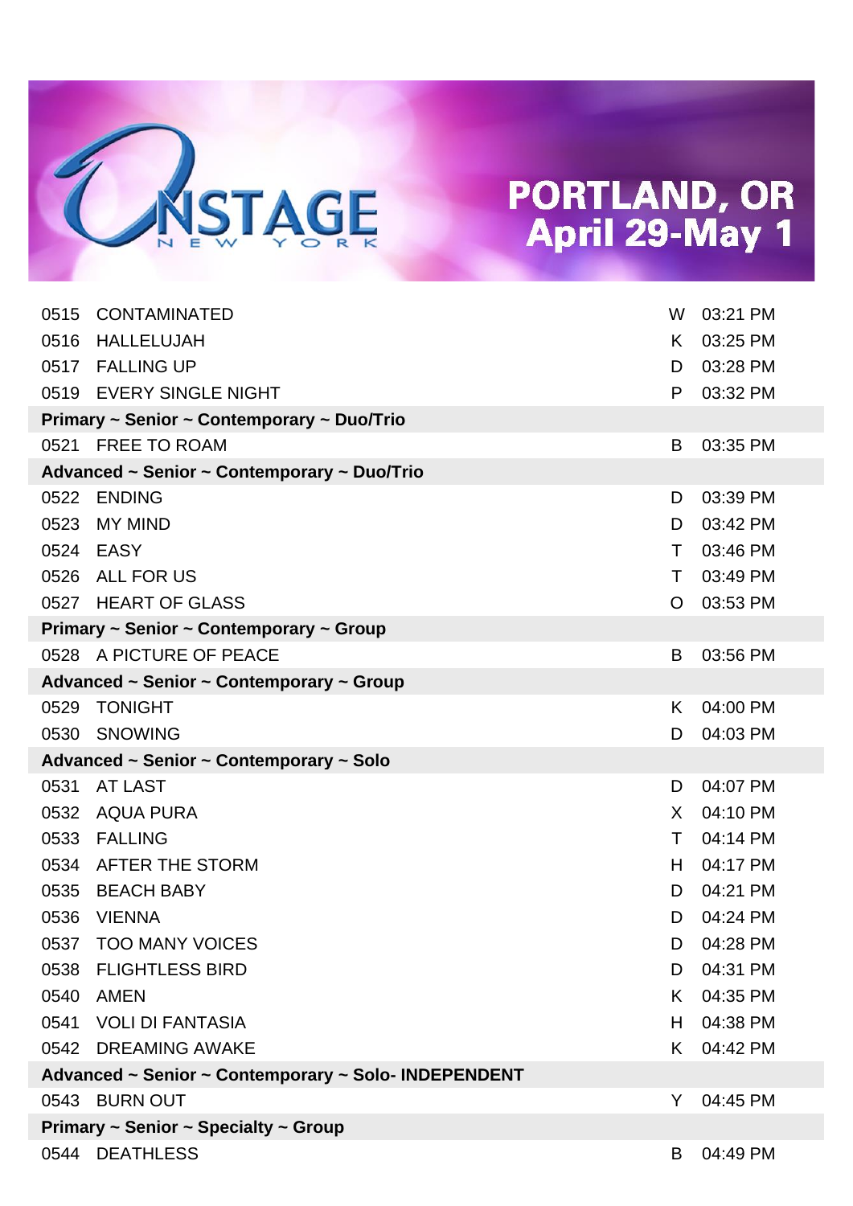# ONSTAGE NEW YORK

## PORTLAND, OR
## April 29-May 1

| | | | |
|---|---|---|---|
| 0515 | CONTAMINATED | W | 03:21 PM |
| 0516 | HALLELUJAH | K | 03:25 PM |
| 0517 | FALLING UP | D | 03:28 PM |
| 0519 | EVERY SINGLE NIGHT | P | 03:32 PM |
| **Primary ~ Senior ~ Contemporary ~ Duo/Trio** | | | |
| 0521 | FREE TO ROAM | B | 03:35 PM |
| **Advanced ~ Senior ~ Contemporary ~ Duo/Trio** | | | |
| 0522 | ENDING | D | 03:39 PM |
| 0523 | MY MIND | D | 03:42 PM |
| 0524 | EASY | T | 03:46 PM |
| 0526 | ALL FOR US | T | 03:49 PM |
| 0527 | HEART OF GLASS | O | 03:53 PM |
| **Primary ~ Senior ~ Contemporary ~ Group** | | | |
| 0528 | A PICTURE OF PEACE | B | 03:56 PM |
| **Advanced ~ Senior ~ Contemporary ~ Group** | | | |
| 0529 | TONIGHT | K | 04:00 PM |
| 0530 | SNOWING | D | 04:03 PM |
| **Advanced ~ Senior ~ Contemporary ~ Solo** | | | |
| 0531 | AT LAST | D | 04:07 PM |
| 0532 | AQUA PURA | X | 04:10 PM |
| 0533 | FALLING | T | 04:14 PM |
| 0534 | AFTER THE STORM | H | 04:17 PM |
| 0535 | BEACH BABY | D | 04:21 PM |
| 0536 | VIENNA | D | 04:24 PM |
| 0537 | TOO MANY VOICES | D | 04:28 PM |
| 0538 | FLIGHTLESS BIRD | D | 04:31 PM |
| 0540 | AMEN | K | 04:35 PM |
| 0541 | VOLI DI FANTASIA | H | 04:38 PM |
| 0542 | DREAMING AWAKE | K | 04:42 PM |
| **Advanced ~ Senior ~ Contemporary ~ Solo- INDEPENDENT** | | | |
| 0543 | BURN OUT | Y | 04:45 PM |
| **Primary ~ Senior ~ Specialty ~ Group** | | | |
| 0544 | DEATHLESS | B | 04:49 PM |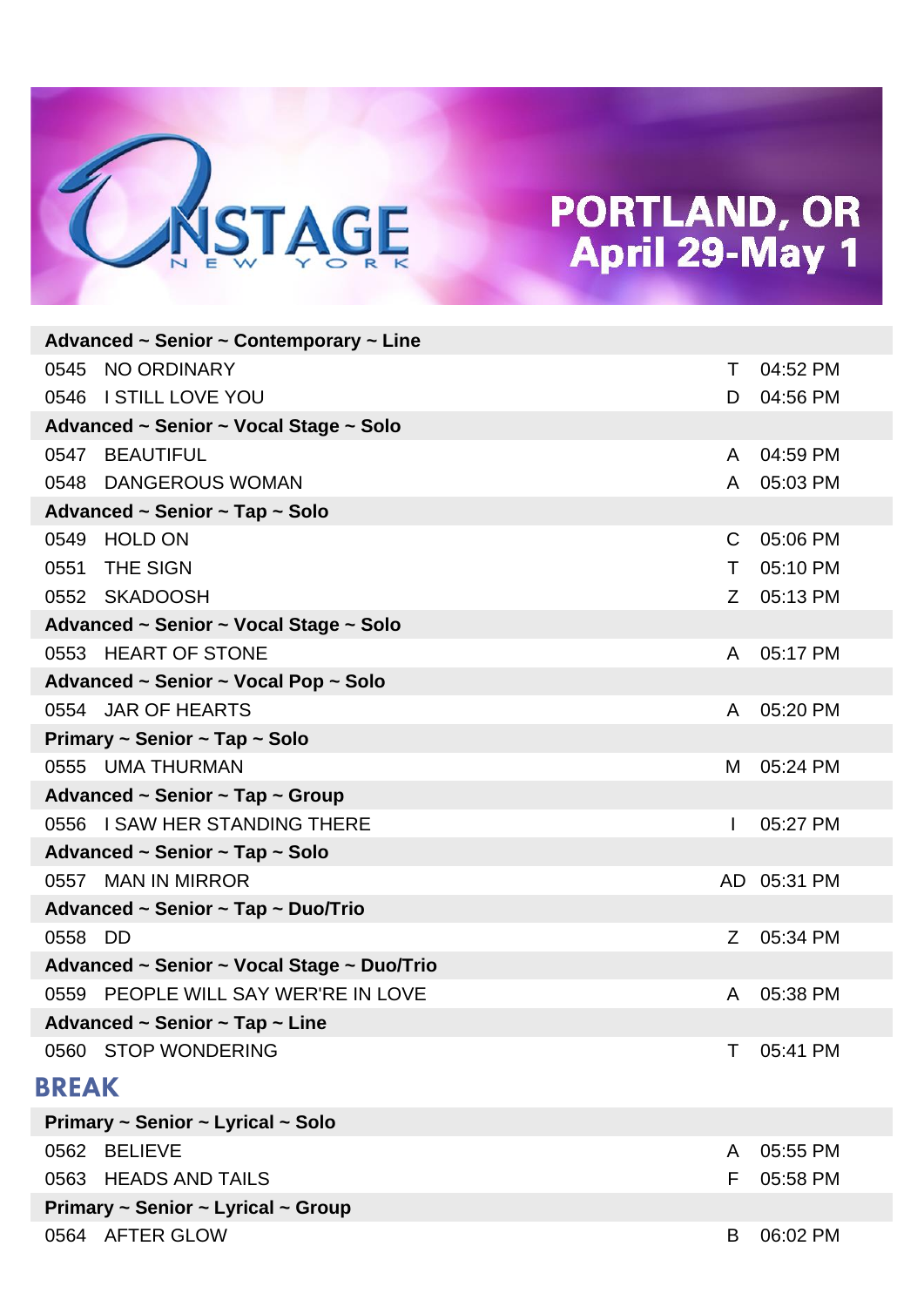ONSTAGE NEW YORK

PORTLAND, OR
April 29-May 1

| Advanced ~ Senior ~ Contemporary ~ Line | | | |
|---|---|---|---|
| 0545 | NO ORDINARY | T | 04:52 PM |
| 0546 | I STILL LOVE YOU | D | 04:56 PM |
| **Advanced ~ Senior ~ Vocal Stage ~ Solo** | | | |
| 0547 | BEAUTIFUL | A | 04:59 PM |
| 0548 | DANGEROUS WOMAN | A | 05:03 PM |
| **Advanced ~ Senior ~ Tap ~ Solo** | | | |
| 0549 | HOLD ON | C | 05:06 PM |
| 0551 | THE SIGN | T | 05:10 PM |
| 0552 | SKADOOSH | Z | 05:13 PM |
| **Advanced ~ Senior ~ Vocal Stage ~ Solo** | | | |
| 0553 | HEART OF STONE | A | 05:17 PM |
| **Advanced ~ Senior ~ Vocal Pop ~ Solo** | | | |
| 0554 | JAR OF HEARTS | A | 05:20 PM |
| **Primary ~ Senior ~ Tap ~ Solo** | | | |
| 0555 | UMA THURMAN | M | 05:24 PM |
| **Advanced ~ Senior ~ Tap ~ Group** | | | |
| 0556 | I SAW HER STANDING THERE | I | 05:27 PM |
| **Advanced ~ Senior ~ Tap ~ Solo** | | | |
| 0557 | MAN IN MIRROR | AD | 05:31 PM |
| **Advanced ~ Senior ~ Tap ~ Duo/Trio** | | | |
| 0558 | DD | Z | 05:34 PM |
| **Advanced ~ Senior ~ Vocal Stage ~ Duo/Trio** | | | |
| 0559 | PEOPLE WILL SAY WER'RE IN LOVE | A | 05:38 PM |
| **Advanced ~ Senior ~ Tap ~ Line** | | | |
| 0560 | STOP WONDERING | T | 05:41 PM |

## BREAK

| Primary ~ Senior ~ Lyrical ~ Solo | | | |
|---|---|---|---|
| 0562 | BELIEVE | A | 05:55 PM |
| 0563 | HEADS AND TAILS | F | 05:58 PM |
| **Primary ~ Senior ~ Lyrical ~ Group** | | | |
| 0564 | AFTER GLOW | B | 06:02 PM |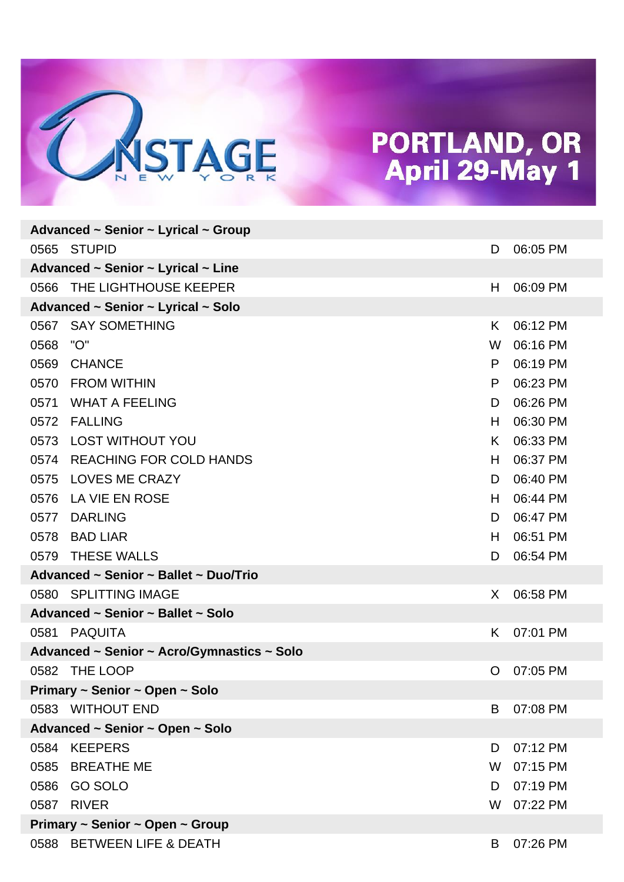# ONSTAGE NEW YORK

## PORTLAND, OR
## April 29-May 1

| | | | |
|---|---|---|---|
| **Advanced ~ Senior ~ Lyrical ~ Group** | | | |
| 0565 | STUPID | D | 06:05 PM |
| **Advanced ~ Senior ~ Lyrical ~ Line** | | | |
| 0566 | THE LIGHTHOUSE KEEPER | H | 06:09 PM |
| **Advanced ~ Senior ~ Lyrical ~ Solo** | | | |
| 0567 | SAY SOMETHING | K | 06:12 PM |
| 0568 | "O" | W | 06:16 PM |
| 0569 | CHANCE | P | 06:19 PM |
| 0570 | FROM WITHIN | P | 06:23 PM |
| 0571 | WHAT A FEELING | D | 06:26 PM |
| 0572 | FALLING | H | 06:30 PM |
| 0573 | LOST WITHOUT YOU | K | 06:33 PM |
| 0574 | REACHING FOR COLD HANDS | H | 06:37 PM |
| 0575 | LOVES ME CRAZY | D | 06:40 PM |
| 0576 | LA VIE EN ROSE | H | 06:44 PM |
| 0577 | DARLING | D | 06:47 PM |
| 0578 | BAD LIAR | H | 06:51 PM |
| 0579 | THESE WALLS | D | 06:54 PM |
| **Advanced ~ Senior ~ Ballet ~ Duo/Trio** | | | |
| 0580 | SPLITTING IMAGE | X | 06:58 PM |
| **Advanced ~ Senior ~ Ballet ~ Solo** | | | |
| 0581 | PAQUITA | K | 07:01 PM |
| **Advanced ~ Senior ~ Acro/Gymnastics ~ Solo** | | | |
| 0582 | THE LOOP | O | 07:05 PM |
| **Primary ~ Senior ~ Open ~ Solo** | | | |
| 0583 | WITHOUT END | B | 07:08 PM |
| **Advanced ~ Senior ~ Open ~ Solo** | | | |
| 0584 | KEEPERS | D | 07:12 PM |
| 0585 | BREATHE ME | W | 07:15 PM |
| 0586 | GO SOLO | D | 07:19 PM |
| 0587 | RIVER | W | 07:22 PM |
| **Primary ~ Senior ~ Open ~ Group** | | | |
| 0588 | BETWEEN LIFE & DEATH | B | 07:26 PM |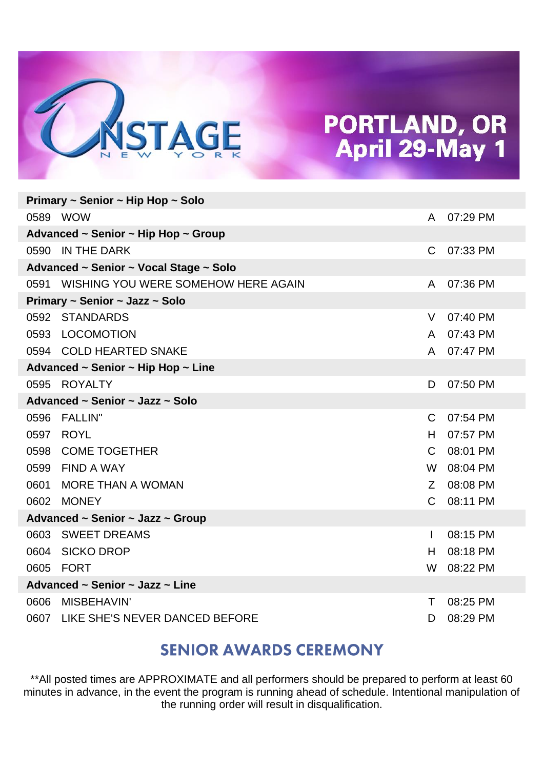# ONSTAGE NEW YORK

## PORTLAND, OR
## April 29-May 1

| | | | |
|---|---|---|---|
| **Primary ~ Senior ~ Hip Hop ~ Solo** | | | |
| 0589 | WOW | A | 07:29 PM |
| **Advanced ~ Senior ~ Hip Hop ~ Group** | | | |
| 0590 | IN THE DARK | C | 07:33 PM |
| **Advanced ~ Senior ~ Vocal Stage ~ Solo** | | | |
| 0591 | WISHING YOU WERE SOMEHOW HERE AGAIN | A | 07:36 PM |
| **Primary ~ Senior ~ Jazz ~ Solo** | | | |
| 0592 | STANDARDS | V | 07:40 PM |
| 0593 | LOCOMOTION | A | 07:43 PM |
| 0594 | COLD HEARTED SNAKE | A | 07:47 PM |
| **Advanced ~ Senior ~ Hip Hop ~ Line** | | | |
| 0595 | ROYALTY | D | 07:50 PM |
| **Advanced ~ Senior ~ Jazz ~ Solo** | | | |
| 0596 | FALLIN" | C | 07:54 PM |
| 0597 | ROYL | H | 07:57 PM |
| 0598 | COME TOGETHER | C | 08:01 PM |
| 0599 | FIND A WAY | W | 08:04 PM |
| 0601 | MORE THAN A WOMAN | Z | 08:08 PM |
| 0602 | MONEY | C | 08:11 PM |
| **Advanced ~ Senior ~ Jazz ~ Group** | | | |
| 0603 | SWEET DREAMS | I | 08:15 PM |
| 0604 | SICKO DROP | H | 08:18 PM |
| 0605 | FORT | W | 08:22 PM |
| **Advanced ~ Senior ~ Jazz ~ Line** | | | |
| 0606 | MISBEHAVIN' | T | 08:25 PM |
| 0607 | LIKE SHE'S NEVER DANCED BEFORE | D | 08:29 PM |

## SENIOR AWARDS CEREMONY

**All posted times are APPROXIMATE and all performers should be prepared to perform at least 60 minutes in advance, in the event the program is running ahead of schedule. Intentional manipulation of the running order will result in disqualification.